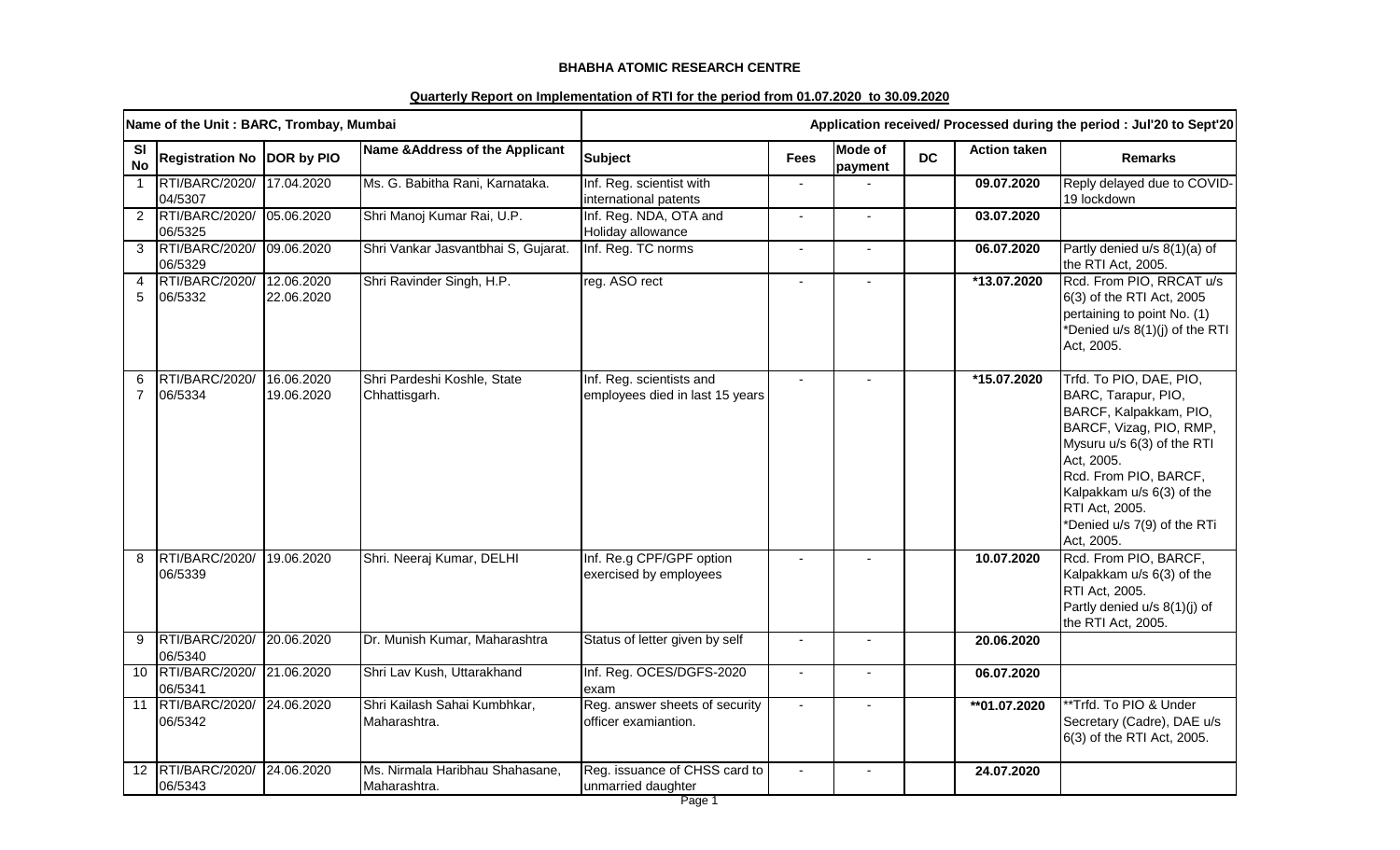**BHABHA ATOMIC RESEARCH CENTRE**

**Quarterly Report on Implementation of RTI for the period from 01.07.2020 to 30.09.2020**

| Name of the Unit : BARC, Trombay, Mumbai | | | | Application received/ Processed during the period : Jul'20 to Sept'20 | | | | | |
|---|---|---|---|---|---|---|---|---|---|
| **Sl No** | **Registration No** | **DOR by PIO** | **Name &Address of the Applicant** | **Subject** | **Fees** | **Mode of payment** | **DC** | **Action taken** | **Remarks** |
| 1 | RTI/BARC/2020/ 04/5307 | 17.04.2020 | Ms. G. Babitha Rani, Karnataka. | Inf. Reg. scientist with international patents | - | - | | **09.07.2020** | Reply delayed due to COVID-19 lockdown |
| 2 | RTI/BARC/2020/ 06/5325 | 05.06.2020 | Shri Manoj Kumar Rai, U.P. | Inf. Reg. NDA, OTA and Holiday allowance | - | - | | **03.07.2020** | |
| 3 | RTI/BARC/2020/ 06/5329 | 09.06.2020 | Shri Vankar Jasvantbhai S, Gujarat. | Inf. Reg. TC norms | - | - | | **06.07.2020** | Partly denied u/s 8(1)(a) of the RTI Act, 2005. |
| 4 5 | RTI/BARC/2020/ 06/5332 | 12.06.2020 22.06.2020 | Shri Ravinder Singh, H.P. | reg. ASO rect | - | - | | ***13.07.2020** | Rcd. From PIO, RRCAT u/s 6(3) of the RTI Act, 2005 pertaining to point No. (1) *Denied u/s 8(1)(j) of the RTI Act, 2005. |
| 6 7 | RTI/BARC/2020/ 06/5334 | 16.06.2020 19.06.2020 | Shri Pardeshi Koshle, State Chhattisgarh. | Inf. Reg. scientists and employees died in last 15 years | - | - | | ***15.07.2020** | Trfd. To PIO, DAE, PIO, BARC, Tarapur, PIO, BARCF, Kalpakkam, PIO, BARCF, Vizag, PIO, RMP, Mysuru u/s 6(3) of the RTI Act, 2005. Rcd. From PIO, BARCF, Kalpakkam u/s 6(3) of the RTI Act, 2005. *Denied u/s 7(9) of the RTi Act, 2005. |
| 8 | RTI/BARC/2020/ 06/5339 | 19.06.2020 | Shri. Neeraj Kumar, DELHI | Inf. Re.g CPF/GPF option exercised by employees | - | - | | **10.07.2020** | Rcd. From PIO, BARCF, Kalpakkam u/s 6(3) of the RTI Act, 2005. Partly denied u/s 8(1)(j) of the RTI Act, 2005. |
| 9 | RTI/BARC/2020/ 06/5340 | 20.06.2020 | Dr. Munish Kumar, Maharashtra | Status of letter given by self | - | - | | **20.06.2020** | |
| 10 | RTI/BARC/2020/ 06/5341 | 21.06.2020 | Shri Lav Kush, Uttarakhand | Inf. Reg. OCES/DGFS-2020 exam | - | - | | **06.07.2020** | |
| 11 | RTI/BARC/2020/ 06/5342 | 24.06.2020 | Shri Kailash Sahai Kumbhkar, Maharashtra. | Reg. answer sheets of security officer examiantion. | - | - | | ****01.07.2020** | **Trfd. To PIO & Under Secretary (Cadre), DAE u/s 6(3) of the RTI Act, 2005. |
| 12 | RTI/BARC/2020/ 06/5343 | 24.06.2020 | Ms. Nirmala Haribhau Shahasane, Maharashtra. | Reg. issuance of CHSS card to unmarried daughter | - | - | | **24.07.2020** | |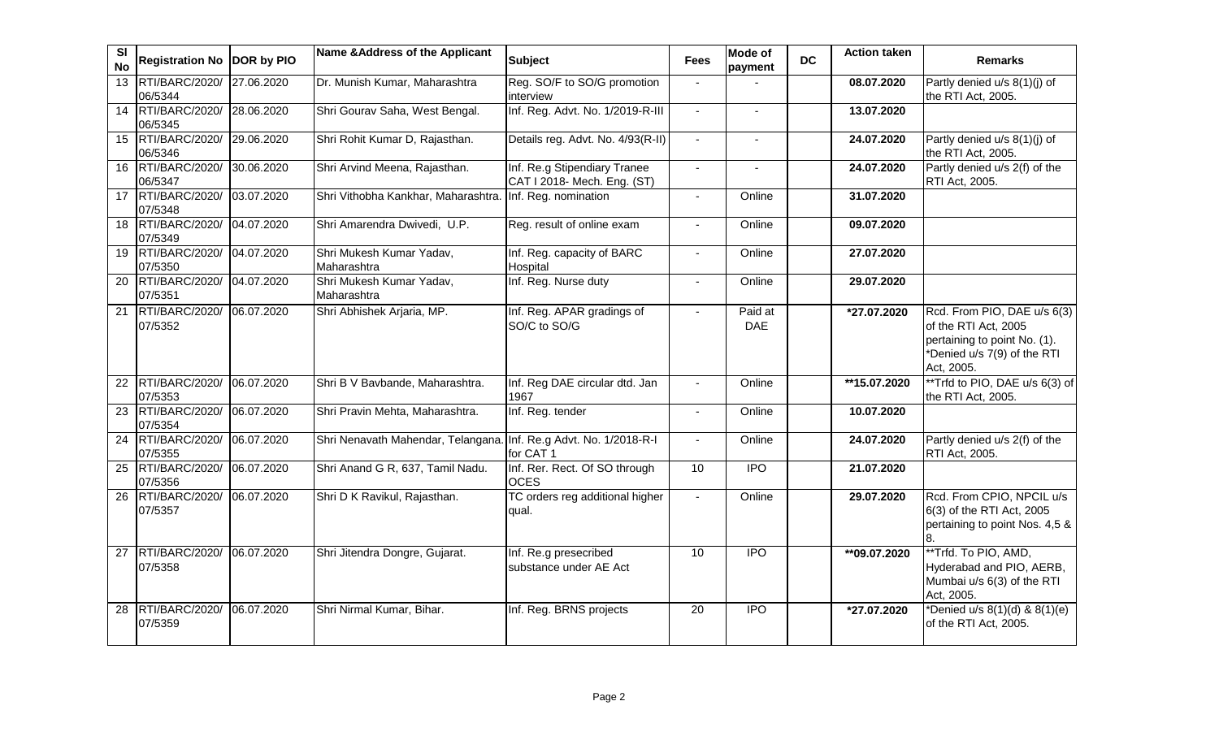| Sl No | Registration No | DOR by PIO | Name &Address of the Applicant | Subject | Fees | Mode of payment | DC | Action taken | Remarks |
|---|---|---|---|---|---|---|---|---|---|
| 13 | RTI/BARC/2020/ 06/5344 | 27.06.2020 | Dr. Munish Kumar, Maharashtra | Reg. SO/F to SO/G promotion interview | - | - | | 08.07.2020 | Partly denied u/s 8(1)(j) of the RTI Act, 2005. |
| 14 | RTI/BARC/2020/ 06/5345 | 28.06.2020 | Shri Gourav Saha, West Bengal. | Inf. Reg. Advt. No. 1/2019-R-III | - | - | | 13.07.2020 | |
| 15 | RTI/BARC/2020/ 06/5346 | 29.06.2020 | Shri Rohit Kumar D, Rajasthan. | Details reg. Advt. No. 4/93(R-II) | - | - | | 24.07.2020 | Partly denied u/s 8(1)(j) of the RTI Act, 2005. |
| 16 | RTI/BARC/2020/ 06/5347 | 30.06.2020 | Shri Arvind Meena, Rajasthan. | Inf. Re.g Stipendiary Tranee CAT I 2018- Mech. Eng. (ST) | - | - | | 24.07.2020 | Partly denied u/s 2(f) of the RTI Act, 2005. |
| 17 | RTI/BARC/2020/ 07/5348 | 03.07.2020 | Shri Vithobha Kankhar, Maharashtra. | Inf. Reg. nomination | - | Online | | 31.07.2020 | |
| 18 | RTI/BARC/2020/ 07/5349 | 04.07.2020 | Shri Amarendra Dwivedi, U.P. | Reg. result of online exam | - | Online | | 09.07.2020 | |
| 19 | RTI/BARC/2020/ 07/5350 | 04.07.2020 | Shri Mukesh Kumar Yadav, Maharashtra | Inf. Reg. capacity of BARC Hospital | - | Online | | 27.07.2020 | |
| 20 | RTI/BARC/2020/ 07/5351 | 04.07.2020 | Shri Mukesh Kumar Yadav, Maharashtra | Inf. Reg. Nurse duty | - | Online | | 29.07.2020 | |
| 21 | RTI/BARC/2020/ 07/5352 | 06.07.2020 | Shri Abhishek Arjaria, MP. | Inf. Reg. APAR gradings of SO/C to SO/G | - | Paid at DAE | | *27.07.2020 | Rcd. From PIO, DAE u/s 6(3) of the RTI Act, 2005 pertaining to point No. (1). *Denied u/s 7(9) of the RTI Act, 2005. |
| 22 | RTI/BARC/2020/ 07/5353 | 06.07.2020 | Shri B V Bavbande, Maharashtra. | Inf. Reg DAE circular dtd. Jan 1967 | - | Online | | **15.07.2020 | **Trfd to PIO, DAE u/s 6(3) of the RTI Act, 2005. |
| 23 | RTI/BARC/2020/ 07/5354 | 06.07.2020 | Shri Pravin Mehta, Maharashtra. | Inf. Reg. tender | - | Online | | 10.07.2020 | |
| 24 | RTI/BARC/2020/ 07/5355 | 06.07.2020 | Shri Nenavath Mahendar, Telangana. | Inf. Re.g Advt. No. 1/2018-R-I for CAT 1 | - | Online | | 24.07.2020 | Partly denied u/s 2(f) of the RTI Act, 2005. |
| 25 | RTI/BARC/2020/ 07/5356 | 06.07.2020 | Shri Anand G R, 637, Tamil Nadu. | Inf. Rer. Rect. Of SO through OCES | 10 | IPO | | 21.07.2020 | |
| 26 | RTI/BARC/2020/ 07/5357 | 06.07.2020 | Shri D K Ravikul, Rajasthan. | TC orders reg additional higher qual. | - | Online | | 29.07.2020 | Rcd. From CPIO, NPCIL u/s 6(3) of the RTI Act, 2005 pertaining to point Nos. 4,5 & 8. |
| 27 | RTI/BARC/2020/ 07/5358 | 06.07.2020 | Shri Jitendra Dongre, Gujarat. | Inf. Re.g presecribed substance under AE Act | 10 | IPO | | **09.07.2020 | **Trfd. To PIO, AMD, Hyderabad and PIO, AERB, Mumbai u/s 6(3) of the RTI Act, 2005. |
| 28 | RTI/BARC/2020/ 07/5359 | 06.07.2020 | Shri Nirmal Kumar, Bihar. | Inf. Reg. BRNS projects | 20 | IPO | | *27.07.2020 | *Denied u/s 8(1)(d) & 8(1)(e) of the RTI Act, 2005. |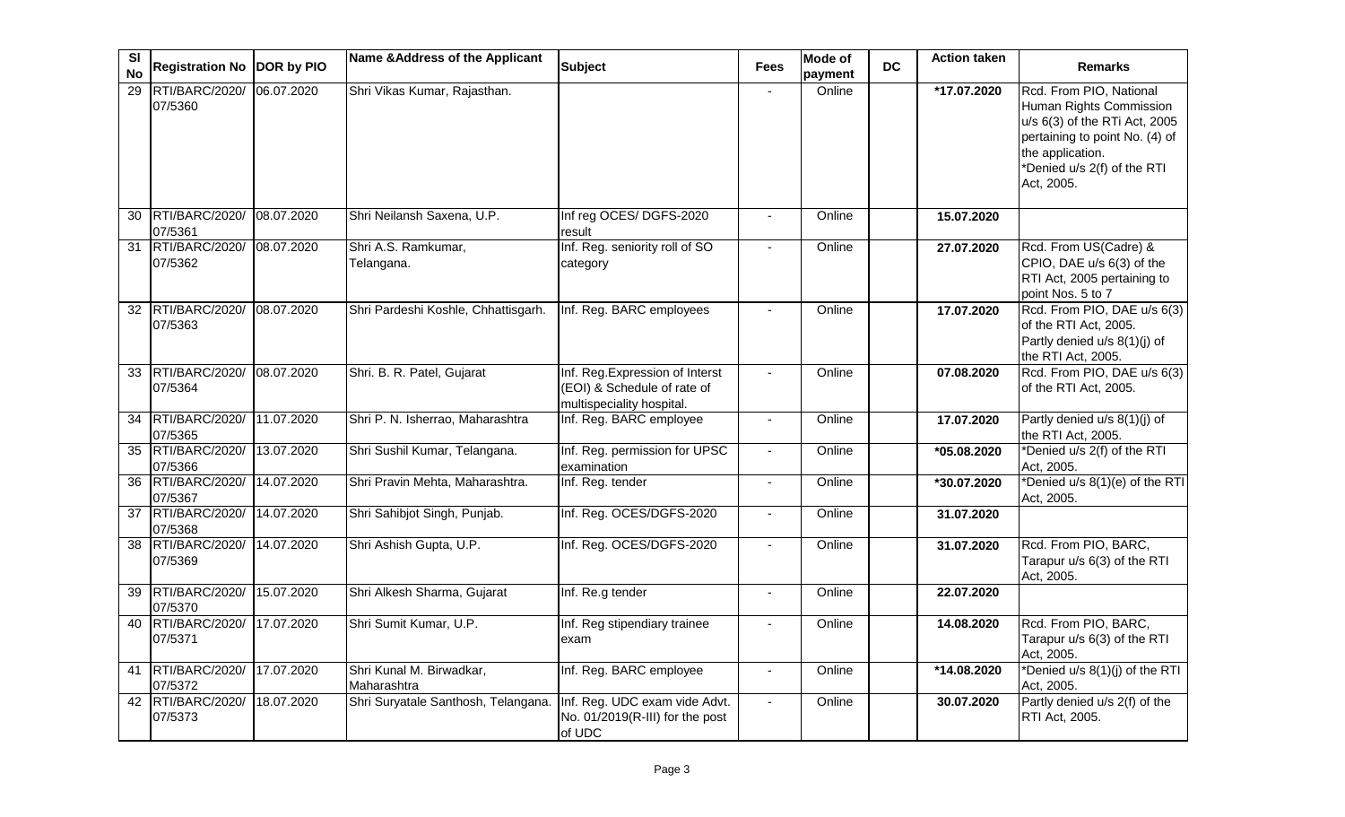| Sl No | Registration No | DOR by PIO | Name &Address of the Applicant | Subject | Fees | Mode of payment | DC | Action taken | Remarks |
|---|---|---|---|---|---|---|---|---|---|
| 29 | RTI/BARC/2020/ 07/5360 | 06.07.2020 | Shri Vikas Kumar, Rajasthan. | | - | Online | | *17.07.2020 | Rcd. From PIO, National Human Rights Commission u/s 6(3) of the RTi Act, 2005 pertaining to point No. (4) of the application. *Denied u/s 2(f) of the RTI Act, 2005. |
| 30 | RTI/BARC/2020/ 07/5361 | 08.07.2020 | Shri Neilansh Saxena, U.P. | Inf reg OCES/ DGFS-2020 result | - | Online | | 15.07.2020 | |
| 31 | RTI/BARC/2020/ 07/5362 | 08.07.2020 | Shri A.S. Ramkumar, Telangana. | Inf. Reg. seniority roll of SO category | - | Online | | 27.07.2020 | Rcd. From US(Cadre) & CPIO, DAE u/s 6(3) of the RTI Act, 2005 pertaining to point Nos. 5 to 7 |
| 32 | RTI/BARC/2020/ 07/5363 | 08.07.2020 | Shri Pardeshi Koshle, Chhattisgarh. | Inf. Reg. BARC employees | - | Online | | 17.07.2020 | Rcd. From PIO, DAE u/s 6(3) of the RTI Act, 2005. Partly denied u/s 8(1)(j) of the RTI Act, 2005. |
| 33 | RTI/BARC/2020/ 07/5364 | 08.07.2020 | Shri. B. R. Patel, Gujarat | Inf. Reg.Expression of Interst (EOI) & Schedule of rate of multispeciality hospital. | - | Online | | 07.08.2020 | Rcd. From PIO, DAE u/s 6(3) of the RTI Act, 2005. |
| 34 | RTI/BARC/2020/ 07/5365 | 11.07.2020 | Shri P. N. Isherrao, Maharashtra | Inf. Reg. BARC employee | - | Online | | 17.07.2020 | Partly denied u/s 8(1)(j) of the RTI Act, 2005. |
| 35 | RTI/BARC/2020/ 07/5366 | 13.07.2020 | Shri Sushil Kumar, Telangana. | Inf. Reg. permission for UPSC examination | - | Online | | *05.08.2020 | *Denied u/s 2(f) of the RTI Act, 2005. |
| 36 | RTI/BARC/2020/ 07/5367 | 14.07.2020 | Shri Pravin Mehta, Maharashtra. | Inf. Reg. tender | - | Online | | *30.07.2020 | *Denied u/s 8(1)(e) of the RTI Act, 2005. |
| 37 | RTI/BARC/2020/ 07/5368 | 14.07.2020 | Shri Sahibjot Singh, Punjab. | Inf. Reg. OCES/DGFS-2020 | - | Online | | 31.07.2020 | |
| 38 | RTI/BARC/2020/ 07/5369 | 14.07.2020 | Shri Ashish Gupta, U.P. | Inf. Reg. OCES/DGFS-2020 | - | Online | | 31.07.2020 | Rcd. From PIO, BARC, Tarapur u/s 6(3) of the RTI Act, 2005. |
| 39 | RTI/BARC/2020/ 07/5370 | 15.07.2020 | Shri Alkesh Sharma, Gujarat | Inf. Re.g tender | - | Online | | 22.07.2020 | |
| 40 | RTI/BARC/2020/ 07/5371 | 17.07.2020 | Shri Sumit Kumar, U.P. | Inf. Reg stipendiary trainee exam | - | Online | | 14.08.2020 | Rcd. From PIO, BARC, Tarapur u/s 6(3) of the RTI Act, 2005. |
| 41 | RTI/BARC/2020/ 07/5372 | 17.07.2020 | Shri Kunal M. Birwadkar, Maharashtra | Inf. Reg. BARC employee | - | Online | | *14.08.2020 | *Denied u/s 8(1)(j) of the RTI Act, 2005. |
| 42 | RTI/BARC/2020/ 07/5373 | 18.07.2020 | Shri Suryatale Santhosh, Telangana. | Inf. Reg. UDC exam vide Advt. No. 01/2019(R-III) for the post of UDC | - | Online | | 30.07.2020 | Partly denied u/s 2(f) of the RTI Act, 2005. |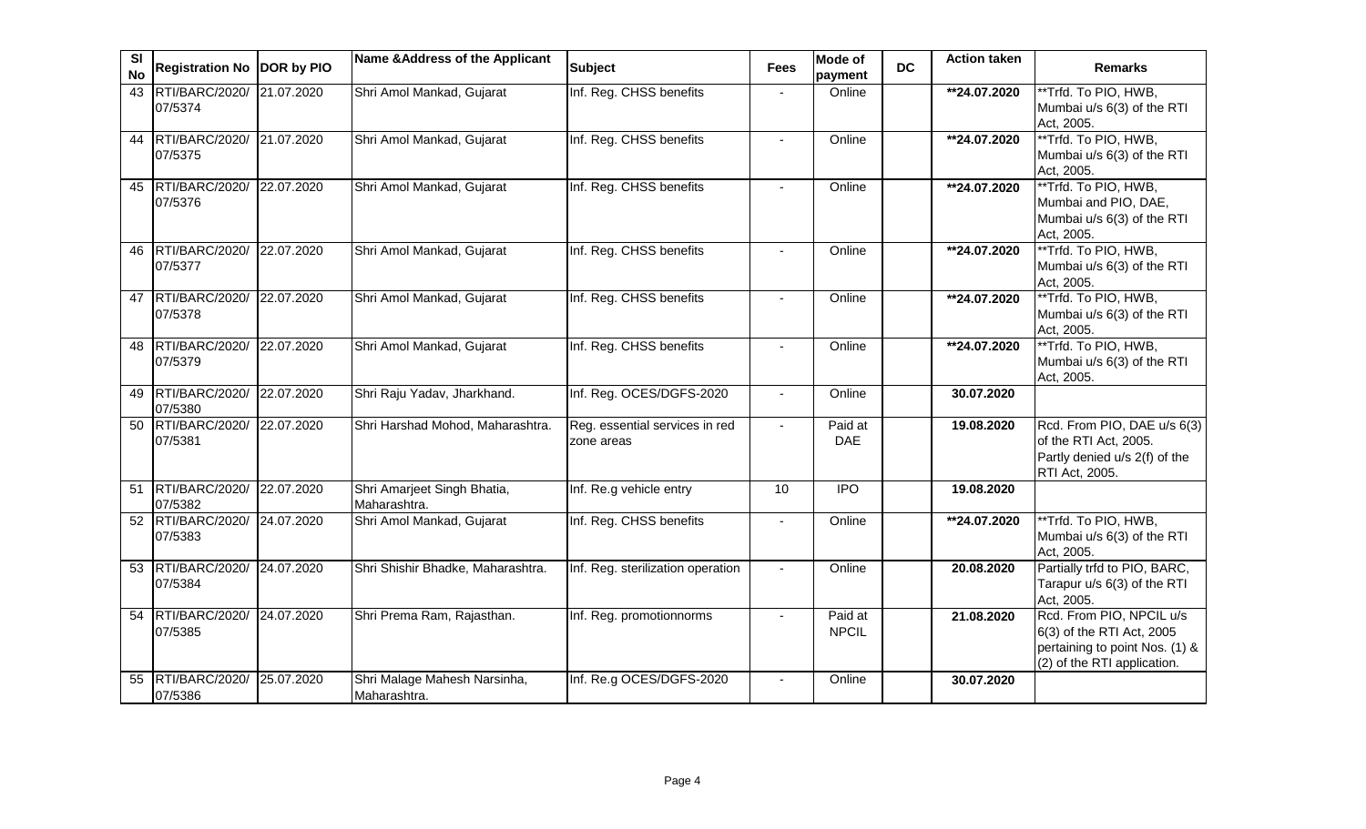| Sl No | Registration No | DOR by PIO | Name &Address of the Applicant | Subject | Fees | Mode of payment | DC | Action taken | Remarks |
|---|---|---|---|---|---|---|---|---|---|
| 43 | RTI/BARC/2020/ 07/5374 | 21.07.2020 | Shri Amol Mankad, Gujarat | Inf. Reg. CHSS benefits | - | Online | | **24.07.2020 | **Trfd. To PIO, HWB, Mumbai u/s 6(3) of the RTI Act, 2005. |
| 44 | RTI/BARC/2020/ 07/5375 | 21.07.2020 | Shri Amol Mankad, Gujarat | Inf. Reg. CHSS benefits | - | Online | | **24.07.2020 | **Trfd. To PIO, HWB, Mumbai u/s 6(3) of the RTI Act, 2005. |
| 45 | RTI/BARC/2020/ 07/5376 | 22.07.2020 | Shri Amol Mankad, Gujarat | Inf. Reg. CHSS benefits | - | Online | | **24.07.2020 | **Trfd. To PIO, HWB, Mumbai and PIO, DAE, Mumbai u/s 6(3) of the RTI Act, 2005. |
| 46 | RTI/BARC/2020/ 07/5377 | 22.07.2020 | Shri Amol Mankad, Gujarat | Inf. Reg. CHSS benefits | - | Online | | **24.07.2020 | **Trfd. To PIO, HWB, Mumbai u/s 6(3) of the RTI Act, 2005. |
| 47 | RTI/BARC/2020/ 07/5378 | 22.07.2020 | Shri Amol Mankad, Gujarat | Inf. Reg. CHSS benefits | - | Online | | **24.07.2020 | **Trfd. To PIO, HWB, Mumbai u/s 6(3) of the RTI Act, 2005. |
| 48 | RTI/BARC/2020/ 07/5379 | 22.07.2020 | Shri Amol Mankad, Gujarat | Inf. Reg. CHSS benefits | - | Online | | **24.07.2020 | **Trfd. To PIO, HWB, Mumbai u/s 6(3) of the RTI Act, 2005. |
| 49 | RTI/BARC/2020/ 07/5380 | 22.07.2020 | Shri Raju Yadav, Jharkhand. | Inf. Reg. OCES/DGFS-2020 | - | Online | | 30.07.2020 | |
| 50 | RTI/BARC/2020/ 07/5381 | 22.07.2020 | Shri Harshad Mohod, Maharashtra. | Reg. essential services in red zone areas | - | Paid at DAE | | 19.08.2020 | Rcd. From PIO, DAE u/s 6(3) of the RTI Act, 2005. Partly denied u/s 2(f) of the RTI Act, 2005. |
| 51 | RTI/BARC/2020/ 07/5382 | 22.07.2020 | Shri Amarjeet Singh Bhatia, Maharashtra. | Inf. Re.g vehicle entry | 10 | IPO | | 19.08.2020 | |
| 52 | RTI/BARC/2020/ 07/5383 | 24.07.2020 | Shri Amol Mankad, Gujarat | Inf. Reg. CHSS benefits | - | Online | | **24.07.2020 | **Trfd. To PIO, HWB, Mumbai u/s 6(3) of the RTI Act, 2005. |
| 53 | RTI/BARC/2020/ 07/5384 | 24.07.2020 | Shri Shishir Bhadke, Maharashtra. | Inf. Reg. sterilization operation | - | Online | | 20.08.2020 | Partially trfd to PIO, BARC, Tarapur u/s 6(3) of the RTI Act, 2005. |
| 54 | RTI/BARC/2020/ 07/5385 | 24.07.2020 | Shri Prema Ram, Rajasthan. | Inf. Reg. promotionnorms | - | Paid at NPCIL | | 21.08.2020 | Rcd. From PIO, NPCIL u/s 6(3) of the RTI Act, 2005 pertaining to point Nos. (1) & (2) of the RTI application. |
| 55 | RTI/BARC/2020/ 07/5386 | 25.07.2020 | Shri Malage Mahesh Narsinha, Maharashtra. | Inf. Re.g OCES/DGFS-2020 | - | Online | | 30.07.2020 | |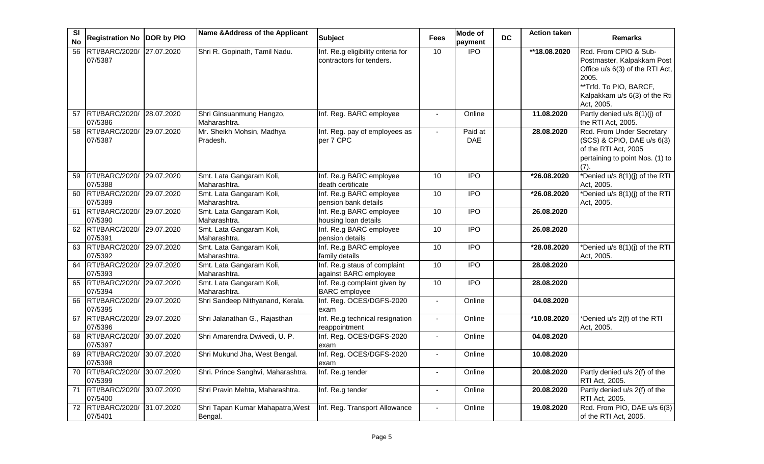| Sl No | Registration No | DOR by PIO | Name &Address of the Applicant | Subject | Fees | Mode of payment | DC | Action taken | Remarks |
|---|---|---|---|---|---|---|---|---|---|
| 56 | RTI/BARC/2020/ 07/5387 | 27.07.2020 | Shri R. Gopinath, Tamil Nadu. | Inf. Re.g eligibility criteria for contractors for tenders. | 10 | IPO | | **18.08.2020 | Rcd. From CPIO & Sub-Postmaster, Kalpakkam Post Office u/s 6(3) of the RTI Act, 2005. **Trfd. To PIO, BARCF, Kalpakkam u/s 6(3) of the Rti Act, 2005. |
| 57 | RTI/BARC/2020/ 07/5386 | 28.07.2020 | Shri Ginsuanmung Hangzo, Maharashtra. | Inf. Reg. BARC employee | - | Online | | 11.08.2020 | Partly denied u/s 8(1)(j) of the RTI Act, 2005. |
| 58 | RTI/BARC/2020/ 07/5387 | 29.07.2020 | Mr. Sheikh Mohsin, Madhya Pradesh. | Inf. Reg. pay of employees as per 7 CPC | - | Paid at DAE | | 28.08.2020 | Rcd. From Under Secretary (SCS) & CPIO, DAE u/s 6(3) of the RTI Act, 2005 pertaining to point Nos. (1) to (7). |
| 59 | RTI/BARC/2020/ 07/5388 | 29.07.2020 | Smt. Lata Gangaram Koli, Maharashtra. | Inf. Re.g BARC employee death certificate | 10 | IPO | | *26.08.2020 | *Denied u/s 8(1)(j) of the RTI Act, 2005. |
| 60 | RTI/BARC/2020/ 07/5389 | 29.07.2020 | Smt. Lata Gangaram Koli, Maharashtra. | Inf. Re.g BARC employee pension bank details | 10 | IPO | | *26.08.2020 | *Denied u/s 8(1)(j) of the RTI Act, 2005. |
| 61 | RTI/BARC/2020/ 07/5390 | 29.07.2020 | Smt. Lata Gangaram Koli, Maharashtra. | Inf. Re.g BARC employee housing loan details | 10 | IPO | | 26.08.2020 | |
| 62 | RTI/BARC/2020/ 07/5391 | 29.07.2020 | Smt. Lata Gangaram Koli, Maharashtra. | Inf. Re.g BARC employee pension details | 10 | IPO | | 26.08.2020 | |
| 63 | RTI/BARC/2020/ 07/5392 | 29.07.2020 | Smt. Lata Gangaram Koli, Maharashtra. | Inf. Re.g BARC employee family details | 10 | IPO | | *28.08.2020 | *Denied u/s 8(1)(j) of the RTI Act, 2005. |
| 64 | RTI/BARC/2020/ 07/5393 | 29.07.2020 | Smt. Lata Gangaram Koli, Maharashtra. | Inf. Re.g staus of complaint against BARC employee | 10 | IPO | | 28.08.2020 | |
| 65 | RTI/BARC/2020/ 07/5394 | 29.07.2020 | Smt. Lata Gangaram Koli, Maharashtra. | Inf. Re.g complaint given by BARC employee | 10 | IPO | | 28.08.2020 | |
| 66 | RTI/BARC/2020/ 07/5395 | 29.07.2020 | Shri Sandeep Nithyanand, Kerala. | Inf. Reg. OCES/DGFS-2020 exam | - | Online | | 04.08.2020 | |
| 67 | RTI/BARC/2020/ 07/5396 | 29.07.2020 | Shri Jalanathan G., Rajasthan | Inf. Re.g technical resignation reappointment | - | Online | | *10.08.2020 | *Denied u/s 2(f) of the RTI Act, 2005. |
| 68 | RTI/BARC/2020/ 07/5397 | 30.07.2020 | Shri Amarendra Dwivedi, U. P. | Inf. Reg. OCES/DGFS-2020 exam | - | Online | | 04.08.2020 | |
| 69 | RTI/BARC/2020/ 07/5398 | 30.07.2020 | Shri Mukund Jha, West Bengal. | Inf. Reg. OCES/DGFS-2020 exam | - | Online | | 10.08.2020 | |
| 70 | RTI/BARC/2020/ 07/5399 | 30.07.2020 | Shri. Prince Sanghvi, Maharashtra. | Inf. Re.g tender | - | Online | | 20.08.2020 | Partly denied u/s 2(f) of the RTI Act, 2005. |
| 71 | RTI/BARC/2020/ 07/5400 | 30.07.2020 | Shri Pravin Mehta, Maharashtra. | Inf. Re.g tender | - | Online | | 20.08.2020 | Partly denied u/s 2(f) of the RTI Act, 2005. |
| 72 | RTI/BARC/2020/ 07/5401 | 31.07.2020 | Shri Tapan Kumar Mahapatra,West Bengal. | Inf. Reg. Transport Allowance | - | Online | | 19.08.2020 | Rcd. From PIO, DAE u/s 6(3) of the RTI Act, 2005. |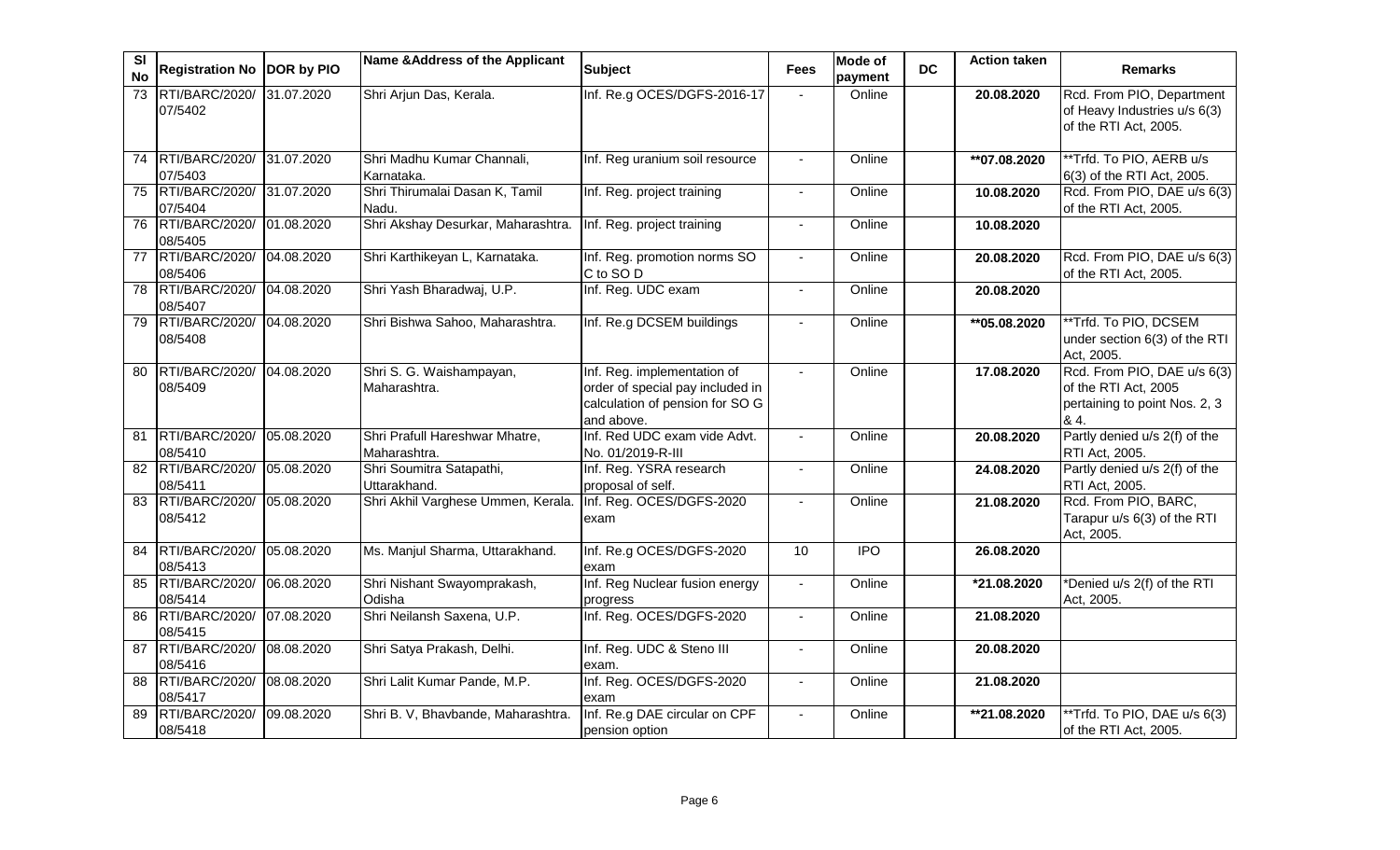| Sl No | Registration No | DOR by PIO | Name &Address of the Applicant | Subject | Fees | Mode of payment | DC | Action taken | Remarks |
|---|---|---|---|---|---|---|---|---|---|
| 73 | RTI/BARC/2020/ 07/5402 | 31.07.2020 | Shri Arjun Das, Kerala. | Inf. Re.g OCES/DGFS-2016-17 | - | Online | | 20.08.2020 | Rcd. From PIO, Department of Heavy Industries u/s 6(3) of the RTI Act, 2005. |
| 74 | RTI/BARC/2020/ 07/5403 | 31.07.2020 | Shri Madhu Kumar Channali, Karnataka. | Inf. Reg uranium soil resource | - | Online | | **07.08.2020 | **Trfd. To PIO, AERB u/s 6(3) of the RTI Act, 2005. |
| 75 | RTI/BARC/2020/ 07/5404 | 31.07.2020 | Shri Thirumalai Dasan K, Tamil Nadu. | Inf. Reg. project training | - | Online | | 10.08.2020 | Rcd. From PIO, DAE u/s 6(3) of the RTI Act, 2005. |
| 76 | RTI/BARC/2020/ 08/5405 | 01.08.2020 | Shri Akshay Desurkar, Maharashtra. | Inf. Reg. project training | - | Online | | 10.08.2020 | |
| 77 | RTI/BARC/2020/ 08/5406 | 04.08.2020 | Shri Karthikeyan L, Karnataka. | Inf. Reg. promotion norms SO C to SO D | - | Online | | 20.08.2020 | Rcd. From PIO, DAE u/s 6(3) of the RTI Act, 2005. |
| 78 | RTI/BARC/2020/ 08/5407 | 04.08.2020 | Shri Yash Bharadwaj, U.P. | Inf. Reg. UDC exam | - | Online | | 20.08.2020 | |
| 79 | RTI/BARC/2020/ 08/5408 | 04.08.2020 | Shri Bishwa Sahoo, Maharashtra. | Inf. Re.g DCSEM buildings | - | Online | | **05.08.2020 | **Trfd. To PIO, DCSEM under section 6(3) of the RTI Act, 2005. |
| 80 | RTI/BARC/2020/ 08/5409 | 04.08.2020 | Shri S. G. Waishampayan, Maharashtra. | Inf. Reg. implementation of order of special pay included in calculation of pension for SO G and above. | - | Online | | 17.08.2020 | Rcd. From PIO, DAE u/s 6(3) of the RTI Act, 2005 pertaining to point Nos. 2, 3 & 4. |
| 81 | RTI/BARC/2020/ 08/5410 | 05.08.2020 | Shri Prafull Hareshwar Mhatre, Maharashtra. | Inf. Red UDC exam vide Advt. No. 01/2019-R-III | - | Online | | 20.08.2020 | Partly denied u/s 2(f) of the RTI Act, 2005. |
| 82 | RTI/BARC/2020/ 08/5411 | 05.08.2020 | Shri Soumitra Satapathi, Uttarakhand. | Inf. Reg. YSRA research proposal of self. | - | Online | | 24.08.2020 | Partly denied u/s 2(f) of the RTI Act, 2005. |
| 83 | RTI/BARC/2020/ 08/5412 | 05.08.2020 | Shri Akhil Varghese Ummen, Kerala. | Inf. Reg. OCES/DGFS-2020 exam | - | Online | | 21.08.2020 | Rcd. From PIO, BARC, Tarapur u/s 6(3) of the RTI Act, 2005. |
| 84 | RTI/BARC/2020/ 08/5413 | 05.08.2020 | Ms. Manjul Sharma, Uttarakhand. | Inf. Re.g OCES/DGFS-2020 exam | 10 | IPO | | 26.08.2020 | |
| 85 | RTI/BARC/2020/ 08/5414 | 06.08.2020 | Shri Nishant Swayomprakash, Odisha | Inf. Reg Nuclear fusion energy progress | - | Online | | *21.08.2020 | *Denied u/s 2(f) of the RTI Act, 2005. |
| 86 | RTI/BARC/2020/ 08/5415 | 07.08.2020 | Shri Neilansh Saxena, U.P. | Inf. Reg. OCES/DGFS-2020 | - | Online | | 21.08.2020 | |
| 87 | RTI/BARC/2020/ 08/5416 | 08.08.2020 | Shri Satya Prakash, Delhi. | Inf. Reg. UDC & Steno III exam. | - | Online | | 20.08.2020 | |
| 88 | RTI/BARC/2020/ 08/5417 | 08.08.2020 | Shri Lalit Kumar Pande, M.P. | Inf. Reg. OCES/DGFS-2020 exam | - | Online | | 21.08.2020 | |
| 89 | RTI/BARC/2020/ 08/5418 | 09.08.2020 | Shri B. V, Bhavbande, Maharashtra. | Inf. Re.g DAE circular on CPF pension option | - | Online | | **21.08.2020 | **Trfd. To PIO, DAE u/s 6(3) of the RTI Act, 2005. |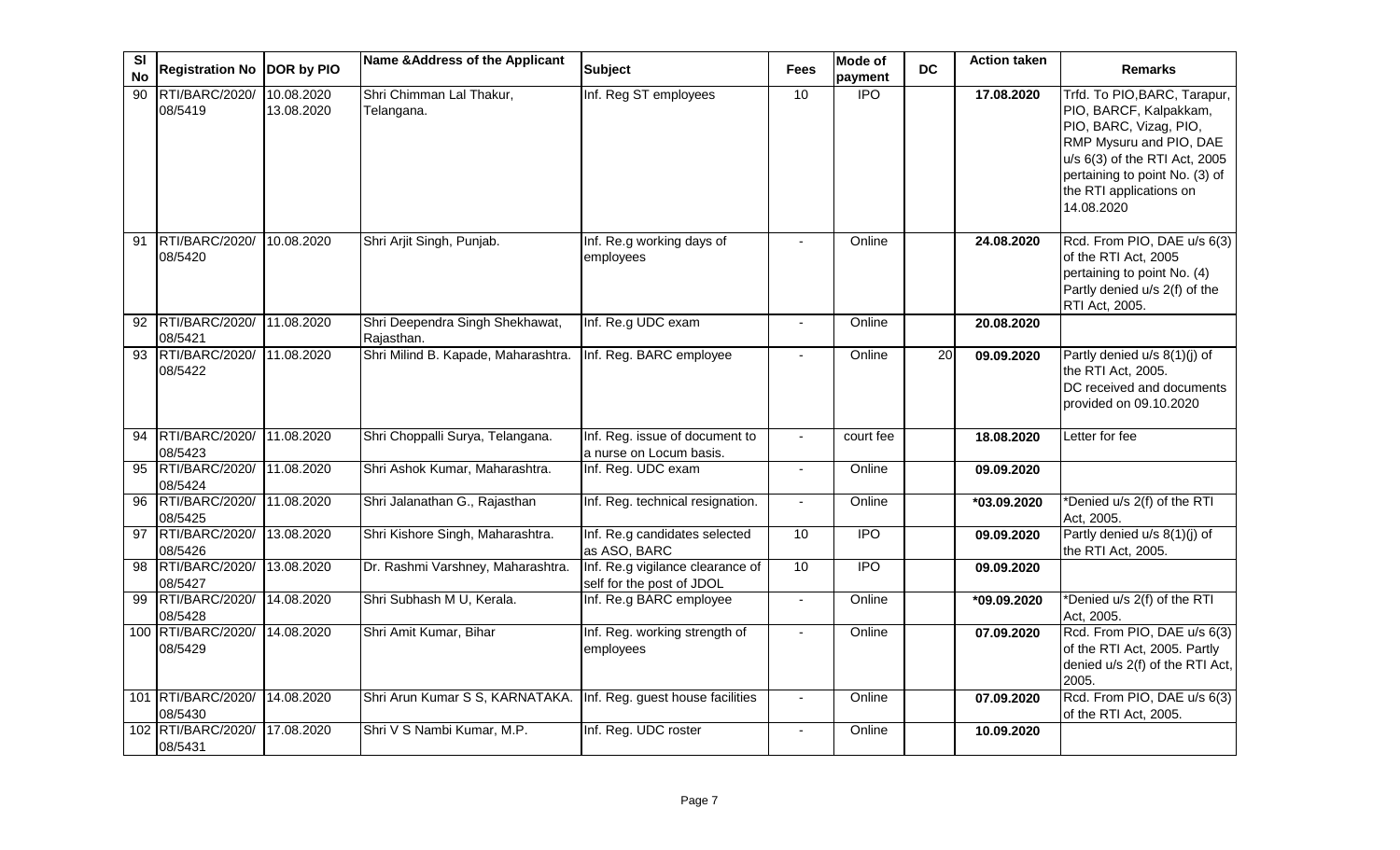| Sl No | Registration No | DOR by PIO | Name &Address of the Applicant | Subject | Fees | Mode of payment | DC | Action taken | Remarks |
|---|---|---|---|---|---|---|---|---|---|
| 90 | RTI/BARC/2020/ 08/5419 | 10.08.2020 13.08.2020 | Shri Chimman Lal Thakur, Telangana. | Inf. Reg ST employees | 10 | IPO | | **17.08.2020** | Trfd. To PIO,BARC, Tarapur, PIO, BARCF, Kalpakkam, PIO, BARC, Vizag, PIO, RMP Mysuru and PIO, DAE u/s 6(3) of the RTI Act, 2005 pertaining to point No. (3) of the RTI applications on 14.08.2020 |
| 91 | RTI/BARC/2020/ 08/5420 | 10.08.2020 | Shri Arjit Singh, Punjab. | Inf. Re.g working days of employees | - | Online | | **24.08.2020** | Rcd. From PIO, DAE u/s 6(3) of the RTI Act, 2005 pertaining to point No. (4) Partly denied u/s 2(f) of the RTI Act, 2005. |
| 92 | RTI/BARC/2020/ 08/5421 | 11.08.2020 | Shri Deependra Singh Shekhawat, Rajasthan. | Inf. Re.g UDC exam | - | Online | | **20.08.2020** | |
| 93 | RTI/BARC/2020/ 08/5422 | 11.08.2020 | Shri Milind B. Kapade, Maharashtra. | Inf. Reg. BARC employee | - | Online | 20 | **09.09.2020** | Partly denied u/s 8(1)(j) of the RTI Act, 2005. DC received and documents provided on 09.10.2020 |
| 94 | RTI/BARC/2020/ 08/5423 | 11.08.2020 | Shri Choppalli Surya, Telangana. | Inf. Reg. issue of document to a nurse on Locum basis. | - | court fee | | **18.08.2020** | Letter for fee |
| 95 | RTI/BARC/2020/ 08/5424 | 11.08.2020 | Shri Ashok Kumar, Maharashtra. | Inf. Reg. UDC exam | - | Online | | **09.09.2020** | |
| 96 | RTI/BARC/2020/ 08/5425 | 11.08.2020 | Shri Jalanathan G., Rajasthan | Inf. Reg. technical resignation. | - | Online | | ***03.09.2020** | *Denied u/s 2(f) of the RTI Act, 2005. |
| 97 | RTI/BARC/2020/ 08/5426 | 13.08.2020 | Shri Kishore Singh, Maharashtra. | Inf. Re.g candidates selected as ASO, BARC | 10 | IPO | | **09.09.2020** | Partly denied u/s 8(1)(j) of the RTI Act, 2005. |
| 98 | RTI/BARC/2020/ 08/5427 | 13.08.2020 | Dr. Rashmi Varshney, Maharashtra. | Inf. Re.g vigilance clearance of self for the post of JDOL | 10 | IPO | | **09.09.2020** | |
| 99 | RTI/BARC/2020/ 08/5428 | 14.08.2020 | Shri Subhash M U, Kerala. | Inf. Re.g BARC employee | - | Online | | ***09.09.2020** | *Denied u/s 2(f) of the RTI Act, 2005. |
| 100 | RTI/BARC/2020/ 08/5429 | 14.08.2020 | Shri Amit Kumar, Bihar | Inf. Reg. working strength of employees | - | Online | | **07.09.2020** | Rcd. From PIO, DAE u/s 6(3) of the RTI Act, 2005. Partly denied u/s 2(f) of the RTI Act, 2005. |
| 101 | RTI/BARC/2020/ 08/5430 | 14.08.2020 | Shri Arun Kumar S S, KARNATAKA. | Inf. Reg. guest house facilities | - | Online | | **07.09.2020** | Rcd. From PIO, DAE u/s 6(3) of the RTI Act, 2005. |
| 102 | RTI/BARC/2020/ 08/5431 | 17.08.2020 | Shri V S Nambi Kumar, M.P. | Inf. Reg. UDC roster | - | Online | | **10.09.2020** | |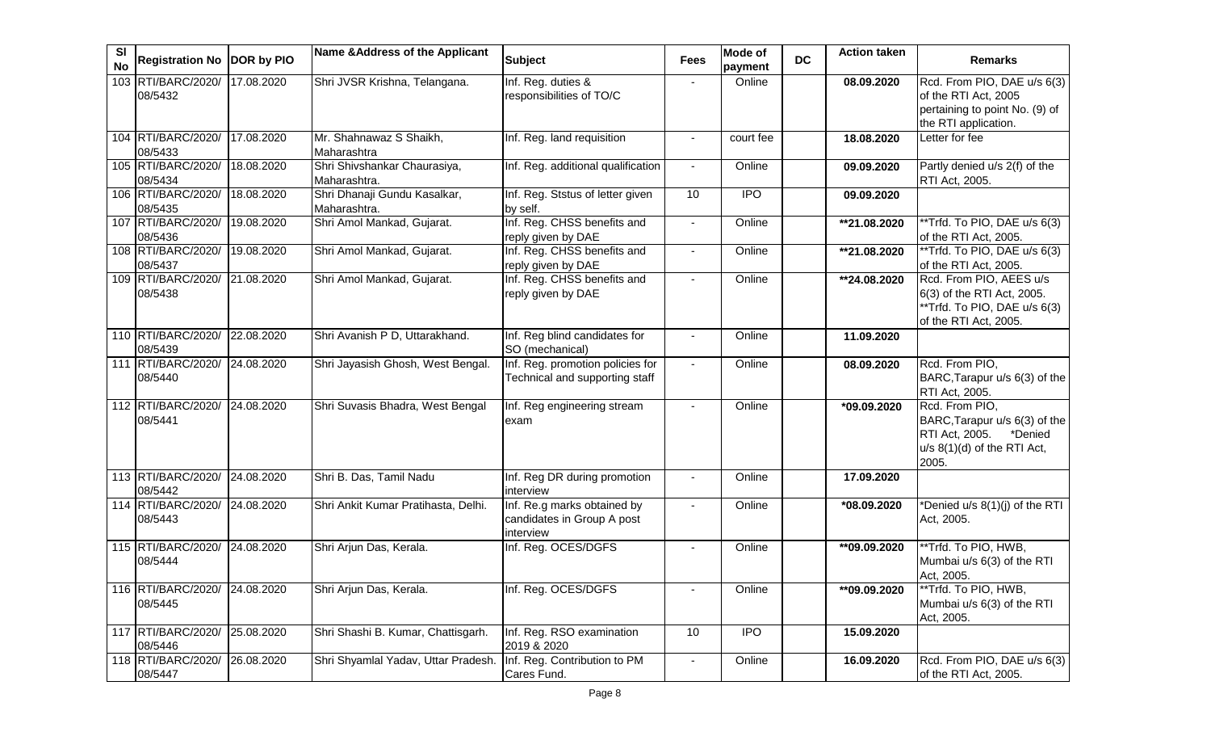| Sl No | Registration No | DOR by PIO | Name &Address of the Applicant | Subject | Fees | Mode of payment | DC | Action taken | Remarks |
|---|---|---|---|---|---|---|---|---|---|
| 103 | RTI/BARC/2020/ 08/5432 | 17.08.2020 | Shri JVSR Krishna, Telangana. | Inf. Reg. duties & responsibilities of TO/C | - | Online | | 08.09.2020 | Rcd. From PIO, DAE u/s 6(3) of the RTI Act, 2005 pertaining to point No. (9) of the RTI application. |
| 104 | RTI/BARC/2020/ 08/5433 | 17.08.2020 | Mr. Shahnawaz S Shaikh, Maharashtra | Inf. Reg. land requisition | - | court fee | | 18.08.2020 | Letter for fee |
| 105 | RTI/BARC/2020/ 08/5434 | 18.08.2020 | Shri Shivshankar Chaurasiya, Maharashtra. | Inf. Reg. additional qualification | - | Online | | 09.09.2020 | Partly denied u/s 2(f) of the RTI Act, 2005. |
| 106 | RTI/BARC/2020/ 08/5435 | 18.08.2020 | Shri Dhanaji Gundu Kasalkar, Maharashtra. | Inf. Reg. Ststus of letter given by self. | 10 | IPO | | 09.09.2020 | |
| 107 | RTI/BARC/2020/ 08/5436 | 19.08.2020 | Shri Amol Mankad, Gujarat. | Inf. Reg. CHSS benefits and reply given by DAE | - | Online | | **21.08.2020 | **Trfd. To PIO, DAE u/s 6(3) of the RTI Act, 2005. |
| 108 | RTI/BARC/2020/ 08/5437 | 19.08.2020 | Shri Amol Mankad, Gujarat. | Inf. Reg. CHSS benefits and reply given by DAE | - | Online | | **21.08.2020 | **Trfd. To PIO, DAE u/s 6(3) of the RTI Act, 2005. |
| 109 | RTI/BARC/2020/ 08/5438 | 21.08.2020 | Shri Amol Mankad, Gujarat. | Inf. Reg. CHSS benefits and reply given by DAE | - | Online | | **24.08.2020 | Rcd. From PIO, AEES u/s 6(3) of the RTI Act, 2005. **Trfd. To PIO, DAE u/s 6(3) of the RTI Act, 2005. |
| 110 | RTI/BARC/2020/ 08/5439 | 22.08.2020 | Shri Avanish P D, Uttarakhand. | Inf. Reg blind candidates for SO (mechanical) | - | Online | | 11.09.2020 | |
| 111 | RTI/BARC/2020/ 08/5440 | 24.08.2020 | Shri Jayasish Ghosh, West Bengal. | Inf. Reg. promotion policies for Technical and supporting staff | - | Online | | 08.09.2020 | Rcd. From PIO, BARC,Tarapur u/s 6(3) of the RTI Act, 2005. |
| 112 | RTI/BARC/2020/ 08/5441 | 24.08.2020 | Shri Suvasis Bhadra, West Bengal | Inf. Reg engineering stream exam | - | Online | | *09.09.2020 | Rcd. From PIO, BARC,Tarapur u/s 6(3) of the RTI Act, 2005. *Denied u/s 8(1)(d) of the RTI Act, 2005. |
| 113 | RTI/BARC/2020/ 08/5442 | 24.08.2020 | Shri B. Das, Tamil Nadu | Inf. Reg DR during promotion interview | - | Online | | 17.09.2020 | |
| 114 | RTI/BARC/2020/ 08/5443 | 24.08.2020 | Shri Ankit Kumar Pratihasta, Delhi. | Inf. Re.g marks obtained by candidates in Group A post interview | - | Online | | *08.09.2020 | *Denied u/s 8(1)(j) of the RTI Act, 2005. |
| 115 | RTI/BARC/2020/ 08/5444 | 24.08.2020 | Shri Arjun Das, Kerala. | Inf. Reg. OCES/DGFS | - | Online | | **09.09.2020 | **Trfd. To PIO, HWB, Mumbai u/s 6(3) of the RTI Act, 2005. |
| 116 | RTI/BARC/2020/ 08/5445 | 24.08.2020 | Shri Arjun Das, Kerala. | Inf. Reg. OCES/DGFS | - | Online | | **09.09.2020 | **Trfd. To PIO, HWB, Mumbai u/s 6(3) of the RTI Act, 2005. |
| 117 | RTI/BARC/2020/ 08/5446 | 25.08.2020 | Shri Shashi B. Kumar, Chattisgarh. | Inf. Reg. RSO examination 2019 & 2020 | 10 | IPO | | 15.09.2020 | |
| 118 | RTI/BARC/2020/ 08/5447 | 26.08.2020 | Shri Shyamlal Yadav, Uttar Pradesh. | Inf. Reg. Contribution to PM Cares Fund. | - | Online | | 16.09.2020 | Rcd. From PIO, DAE u/s 6(3) of the RTI Act, 2005. |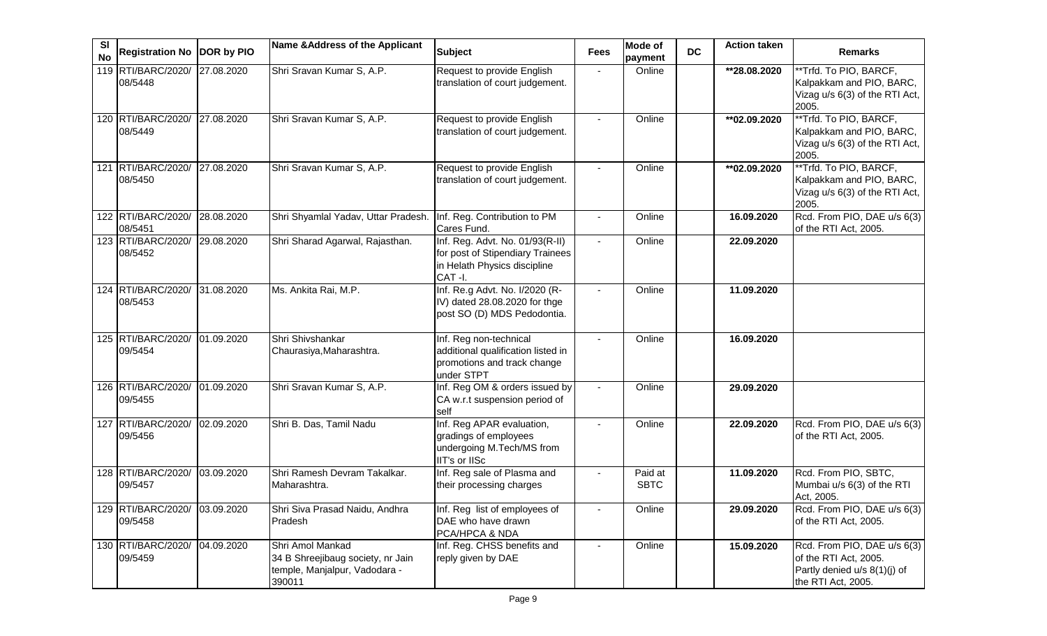| Sl No | Registration No | DOR by PIO | Name &Address of the Applicant | Subject | Fees | Mode of payment | DC | Action taken | Remarks |
|---|---|---|---|---|---|---|---|---|---|
| 119 | RTI/BARC/2020/ 08/5448 | 27.08.2020 | Shri Sravan Kumar S, A.P. | Request to provide English translation of court judgement. | - | Online | | **28.08.2020 | **Trfd. To PIO, BARCF, Kalpakkam and PIO, BARC, Vizag u/s 6(3) of the RTI Act, 2005. |
| 120 | RTI/BARC/2020/ 08/5449 | 27.08.2020 | Shri Sravan Kumar S, A.P. | Request to provide English translation of court judgement. | - | Online | | **02.09.2020 | **Trfd. To PIO, BARCF, Kalpakkam and PIO, BARC, Vizag u/s 6(3) of the RTI Act, 2005. |
| 121 | RTI/BARC/2020/ 08/5450 | 27.08.2020 | Shri Sravan Kumar S, A.P. | Request to provide English translation of court judgement. | - | Online | | **02.09.2020 | **Trfd. To PIO, BARCF, Kalpakkam and PIO, BARC, Vizag u/s 6(3) of the RTI Act, 2005. |
| 122 | RTI/BARC/2020/ 08/5451 | 28.08.2020 | Shri Shyamlal Yadav, Uttar Pradesh. | Inf. Reg. Contribution to PM Cares Fund. | - | Online | | 16.09.2020 | Rcd. From PIO, DAE u/s 6(3) of the RTI Act, 2005. |
| 123 | RTI/BARC/2020/ 08/5452 | 29.08.2020 | Shri Sharad Agarwal, Rajasthan. | Inf. Reg. Advt. No. 01/93(R-II) for post of Stipendiary Trainees in Helath Physics discipline CAT -I. | - | Online | | 22.09.2020 | |
| 124 | RTI/BARC/2020/ 08/5453 | 31.08.2020 | Ms. Ankita Rai, M.P. | Inf. Re.g Advt. No. I/2020 (R-IV) dated 28.08.2020 for thge post SO (D) MDS Pedodontia. | - | Online | | 11.09.2020 | |
| 125 | RTI/BARC/2020/ 09/5454 | 01.09.2020 | Shri Shivshankar Chaurasiya,Maharashtra. | Inf. Reg non-technical additional qualification listed in promotions and track change under STPT | - | Online | | 16.09.2020 | |
| 126 | RTI/BARC/2020/ 09/5455 | 01.09.2020 | Shri Sravan Kumar S, A.P. | Inf. Reg OM & orders issued by CA w.r.t suspension period of self | - | Online | | 29.09.2020 | |
| 127 | RTI/BARC/2020/ 09/5456 | 02.09.2020 | Shri B. Das, Tamil Nadu | Inf. Reg APAR evaluation, gradings of employees undergoing M.Tech/MS from IIT's or IISc | - | Online | | 22.09.2020 | Rcd. From PIO, DAE u/s 6(3) of the RTI Act, 2005. |
| 128 | RTI/BARC/2020/ 09/5457 | 03.09.2020 | Shri Ramesh Devram Takalkar. Maharashtra. | Inf. Reg sale of Plasma and their processing charges | - | Paid at SBTC | | 11.09.2020 | Rcd. From PIO, SBTC, Mumbai u/s 6(3) of the RTI Act, 2005. |
| 129 | RTI/BARC/2020/ 09/5458 | 03.09.2020 | Shri Siva Prasad Naidu, Andhra Pradesh | Inf. Reg list of employees of DAE who have drawn PCA/HPCA & NDA | - | Online | | 29.09.2020 | Rcd. From PIO, DAE u/s 6(3) of the RTI Act, 2005. |
| 130 | RTI/BARC/2020/ 09/5459 | 04.09.2020 | Shri Amol Mankad 34 B Shreejibaug society, nr Jain temple, Manjalpur, Vadodara - 390011 | Inf. Reg. CHSS benefits and reply given by DAE | - | Online | | 15.09.2020 | Rcd. From PIO, DAE u/s 6(3) of the RTI Act, 2005. Partly denied u/s 8(1)(j) of the RTI Act, 2005. |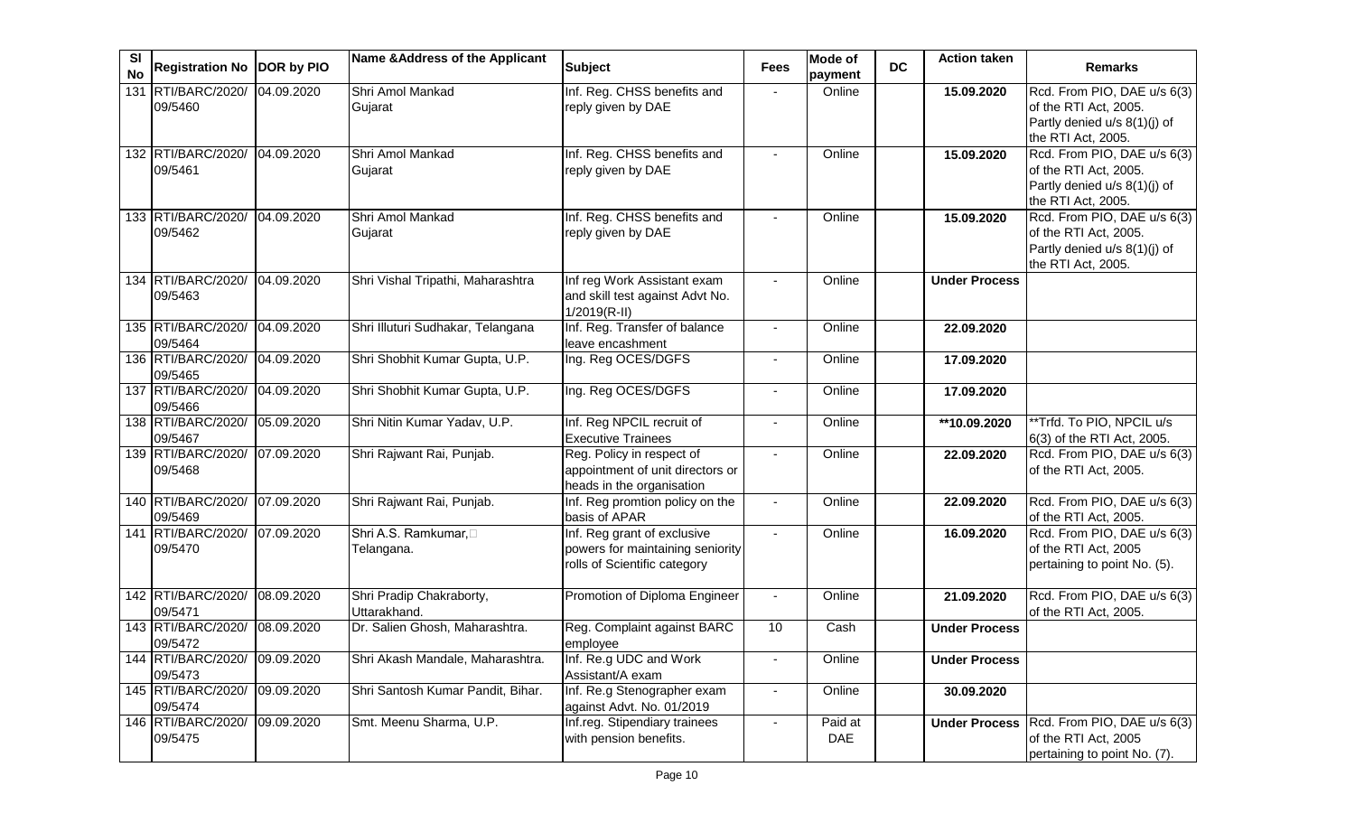| Sl No | Registration No | DOR by PIO | Name &Address of the Applicant | Subject | Fees | Mode of payment | DC | Action taken | Remarks |
|---|---|---|---|---|---|---|---|---|---|
| 131 | RTI/BARC/2020/ 09/5460 | 04.09.2020 | Shri Amol Mankad Gujarat | Inf. Reg. CHSS benefits and reply given by DAE | - | Online | | **15.09.2020** | Rcd. From PIO, DAE u/s 6(3) of the RTI Act, 2005. Partly denied u/s 8(1)(j) of the RTI Act, 2005. |
| 132 | RTI/BARC/2020/ 09/5461 | 04.09.2020 | Shri Amol Mankad Gujarat | Inf. Reg. CHSS benefits and reply given by DAE | - | Online | | **15.09.2020** | Rcd. From PIO, DAE u/s 6(3) of the RTI Act, 2005. Partly denied u/s 8(1)(j) of the RTI Act, 2005. |
| 133 | RTI/BARC/2020/ 09/5462 | 04.09.2020 | Shri Amol Mankad Gujarat | Inf. Reg. CHSS benefits and reply given by DAE | - | Online | | **15.09.2020** | Rcd. From PIO, DAE u/s 6(3) of the RTI Act, 2005. Partly denied u/s 8(1)(j) of the RTI Act, 2005. |
| 134 | RTI/BARC/2020/ 09/5463 | 04.09.2020 | Shri Vishal Tripathi, Maharashtra | Inf reg Work Assistant exam and skill test against Advt No. 1/2019(R-II) | - | Online | | **Under Process** | |
| 135 | RTI/BARC/2020/ 09/5464 | 04.09.2020 | Shri Illuturi Sudhakar, Telangana | Inf. Reg. Transfer of balance leave encashment | - | Online | | **22.09.2020** | |
| 136 | RTI/BARC/2020/ 09/5465 | 04.09.2020 | Shri Shobhit Kumar Gupta, U.P. | Ing. Reg OCES/DGFS | - | Online | | **17.09.2020** | |
| 137 | RTI/BARC/2020/ 09/5466 | 04.09.2020 | Shri Shobhit Kumar Gupta, U.P. | Ing. Reg OCES/DGFS | - | Online | | **17.09.2020** | |
| 138 | RTI/BARC/2020/ 09/5467 | 05.09.2020 | Shri Nitin Kumar Yadav, U.P. | Inf. Reg NPCIL recruit of Executive Trainees | - | Online | | **\*\*10.09.2020** | \*\*Trfd. To PIO, NPCIL u/s 6(3) of the RTI Act, 2005. |
| 139 | RTI/BARC/2020/ 09/5468 | 07.09.2020 | Shri Rajwant Rai, Punjab. | Reg. Policy in respect of appointment of unit directors or heads in the organisation | - | Online | | **22.09.2020** | Rcd. From PIO, DAE u/s 6(3) of the RTI Act, 2005. |
| 140 | RTI/BARC/2020/ 09/5469 | 07.09.2020 | Shri Rajwant Rai, Punjab. | Inf. Reg promtion policy on the basis of APAR | - | Online | | **22.09.2020** | Rcd. From PIO, DAE u/s 6(3) of the RTI Act, 2005. |
| 141 | RTI/BARC/2020/ 09/5470 | 07.09.2020 | Shri A.S. Ramkumar, Telangana. | Inf. Reg grant of exclusive powers for maintaining seniority rolls of Scientific category | - | Online | | **16.09.2020** | Rcd. From PIO, DAE u/s 6(3) of the RTI Act, 2005 pertaining to point No. (5). |
| 142 | RTI/BARC/2020/ 09/5471 | 08.09.2020 | Shri Pradip Chakraborty, Uttarakhand. | Promotion of Diploma Engineer | - | Online | | **21.09.2020** | Rcd. From PIO, DAE u/s 6(3) of the RTI Act, 2005. |
| 143 | RTI/BARC/2020/ 09/5472 | 08.09.2020 | Dr. Salien Ghosh, Maharashtra. | Reg. Complaint against BARC employee | 10 | Cash | | **Under Process** | |
| 144 | RTI/BARC/2020/ 09/5473 | 09.09.2020 | Shri Akash Mandale, Maharashtra. | Inf. Re.g UDC and Work Assistant/A exam | - | Online | | **Under Process** | |
| 145 | RTI/BARC/2020/ 09/5474 | 09.09.2020 | Shri Santosh Kumar Pandit, Bihar. | Inf. Re.g Stenographer exam against Advt. No. 01/2019 | - | Online | | **30.09.2020** | |
| 146 | RTI/BARC/2020/ 09/5475 | 09.09.2020 | Smt. Meenu Sharma, U.P. | Inf.reg. Stipendiary trainees with pension benefits. | - | Paid at DAE | | **Under Process** | Rcd. From PIO, DAE u/s 6(3) of the RTI Act, 2005 pertaining to point No. (7). |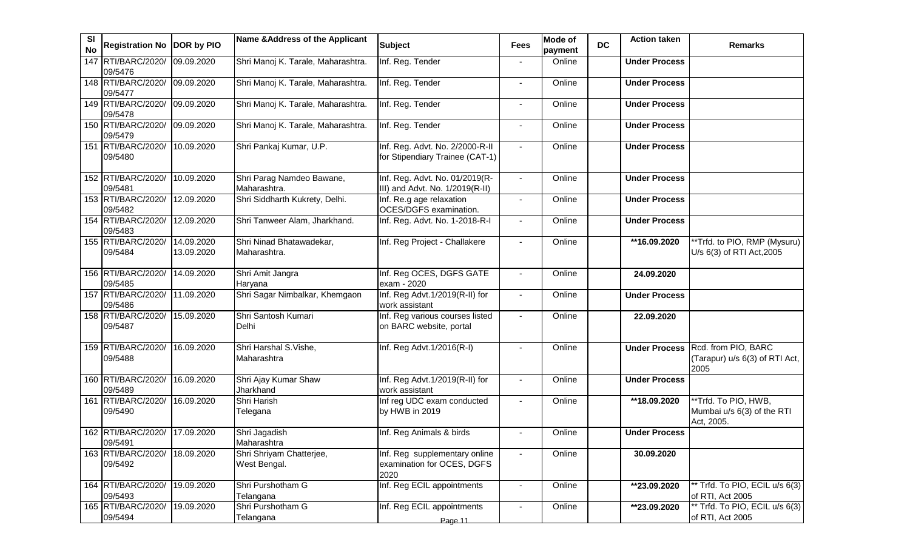| Sl No | Registration No | DOR by PIO | Name &Address of the Applicant | Subject | Fees | Mode of payment | DC | Action taken | Remarks |
|---|---|---|---|---|---|---|---|---|---|
| 147 | RTI/BARC/2020/ 09/5476 | 09.09.2020 | Shri Manoj K. Tarale, Maharashtra. | Inf. Reg. Tender | - | Online | | **Under Process** | |
| 148 | RTI/BARC/2020/ 09/5477 | 09.09.2020 | Shri Manoj K. Tarale, Maharashtra. | Inf. Reg. Tender | - | Online | | **Under Process** | |
| 149 | RTI/BARC/2020/ 09/5478 | 09.09.2020 | Shri Manoj K. Tarale, Maharashtra. | Inf. Reg. Tender | - | Online | | **Under Process** | |
| 150 | RTI/BARC/2020/ 09/5479 | 09.09.2020 | Shri Manoj K. Tarale, Maharashtra. | Inf. Reg. Tender | - | Online | | **Under Process** | |
| 151 | RTI/BARC/2020/ 09/5480 | 10.09.2020 | Shri Pankaj Kumar, U.P. | Inf. Reg. Advt. No. 2/2000-R-II for Stipendiary Trainee (CAT-1) | - | Online | | **Under Process** | |
| 152 | RTI/BARC/2020/ 09/5481 | 10.09.2020 | Shri Parag Namdeo Bawane, Maharashtra. | Inf. Reg. Advt. No. 01/2019(R-III) and Advt. No. 1/2019(R-II) | - | Online | | **Under Process** | |
| 153 | RTI/BARC/2020/ 09/5482 | 12.09.2020 | Shri Siddharth Kukrety, Delhi. | Inf. Re.g age relaxation OCES/DGFS examination. | - | Online | | **Under Process** | |
| 154 | RTI/BARC/2020/ 09/5483 | 12.09.2020 | Shri Tanweer Alam, Jharkhand. | Inf. Reg. Advt. No. 1-2018-R-I | - | Online | | **Under Process** | |
| 155 | RTI/BARC/2020/ 09/5484 | 14.09.2020 13.09.2020 | Shri Ninad Bhatawadekar, Maharashtra. | Inf. Reg Project - Challakere | - | Online | | **\*\*16.09.2020** | \*\*Trfd. to PIO, RMP (Mysuru) U/s 6(3) of RTI Act,2005 |
| 156 | RTI/BARC/2020/ 09/5485 | 14.09.2020 | Shri Amit Jangra Haryana | Inf. Reg OCES, DGFS GATE exam - 2020 | - | Online | | **24.09.2020** | |
| 157 | RTI/BARC/2020/ 09/5486 | 11.09.2020 | Shri Sagar Nimbalkar, Khemgaon | Inf. Reg Advt.1/2019(R-II) for work assistant | - | Online | | **Under Process** | |
| 158 | RTI/BARC/2020/ 09/5487 | 15.09.2020 | Shri Santosh Kumari Delhi | Inf. Reg various courses listed on BARC website, portal | - | Online | | **22.09.2020** | |
| 159 | RTI/BARC/2020/ 09/5488 | 16.09.2020 | Shri Harshal S.Vishe, Maharashtra | Inf. Reg Advt.1/2016(R-I) | - | Online | | **Under Process** | Rcd. from PIO, BARC (Tarapur) u/s 6(3) of RTI Act, 2005 |
| 160 | RTI/BARC/2020/ 09/5489 | 16.09.2020 | Shri Ajay Kumar Shaw Jharkhand | Inf. Reg Advt.1/2019(R-II) for work assistant | - | Online | | **Under Process** | |
| 161 | RTI/BARC/2020/ 09/5490 | 16.09.2020 | Shri Harish Telegana | Inf reg UDC exam conducted by HWB in 2019 | - | Online | | **\*\*18.09.2020** | \*\*Trfd. To PIO, HWB, Mumbai u/s 6(3) of the RTI Act, 2005. |
| 162 | RTI/BARC/2020/ 09/5491 | 17.09.2020 | Shri Jagadish Maharashtra | Inf. Reg Animals & birds | - | Online | | **Under Process** | |
| 163 | RTI/BARC/2020/ 09/5492 | 18.09.2020 | Shri Shriyam Chatterjee, West Bengal. | Inf. Reg supplementary online examination for OCES, DGFS 2020 | - | Online | | **30.09.2020** | |
| 164 | RTI/BARC/2020/ 09/5493 | 19.09.2020 | Shri Purshotham G Telangana | Inf. Reg ECIL appointments | - | Online | | **\*\*23.09.2020** | \*\* Trfd. To PIO, ECIL u/s 6(3) of RTI, Act 2005 |
| 165 | RTI/BARC/2020/ 09/5494 | 19.09.2020 | Shri Purshotham G Telangana | Inf. Reg ECIL appointments | - | Online | | **\*\*23.09.2020** | \*\* Trfd. To PIO, ECIL u/s 6(3) of RTI, Act 2005 |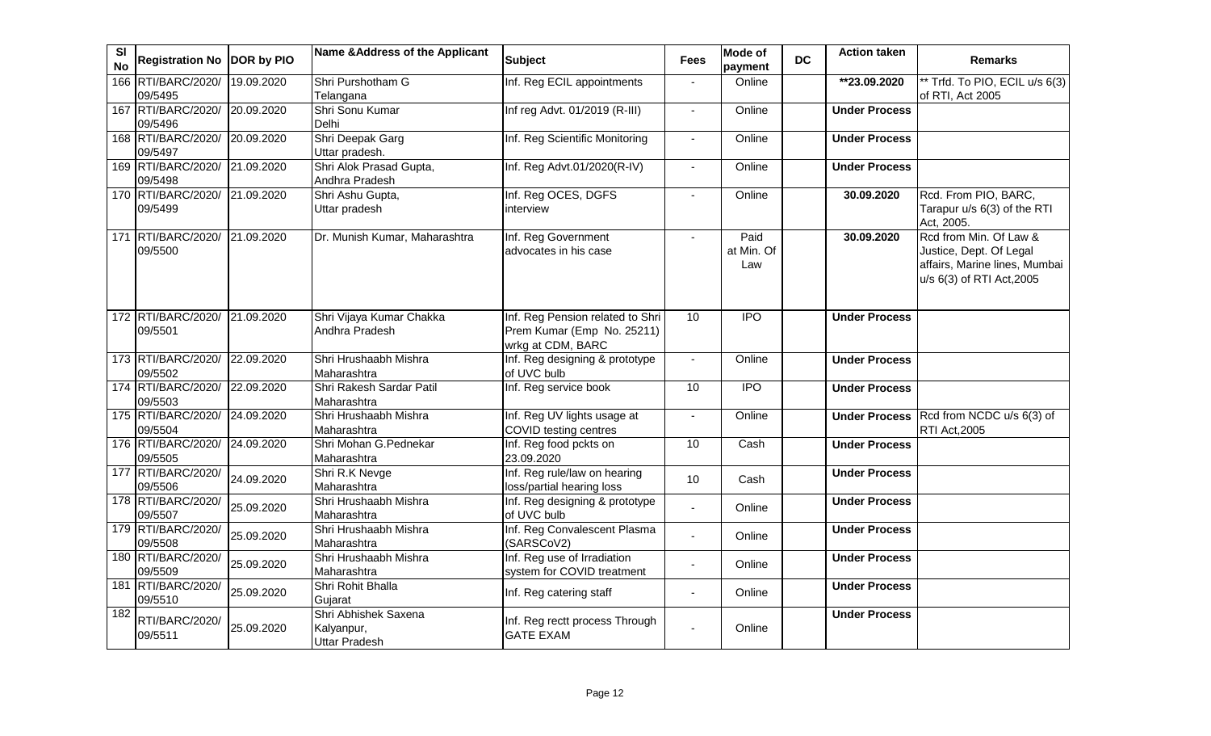| Sl No | Registration No | DOR by PIO | Name &Address of the Applicant | Subject | Fees | Mode of payment | DC | Action taken | Remarks |
|---|---|---|---|---|---|---|---|---|---|
| 166 | RTI/BARC/2020/ 09/5495 | 19.09.2020 | Shri Purshotham G Telangana | Inf. Reg ECIL appointments | - | Online | | **23.09.2020 | ** Trfd. To PIO, ECIL u/s 6(3) of RTI, Act 2005 |
| 167 | RTI/BARC/2020/ 09/5496 | 20.09.2020 | Shri Sonu Kumar Delhi | Inf reg Advt. 01/2019 (R-III) | - | Online | | **Under Process** | |
| 168 | RTI/BARC/2020/ 09/5497 | 20.09.2020 | Shri Deepak Garg Uttar pradesh. | Inf. Reg Scientific Monitoring | - | Online | | **Under Process** | |
| 169 | RTI/BARC/2020/ 09/5498 | 21.09.2020 | Shri Alok Prasad Gupta, Andhra Pradesh | Inf. Reg Advt.01/2020(R-IV) | - | Online | | **Under Process** | |
| 170 | RTI/BARC/2020/ 09/5499 | 21.09.2020 | Shri Ashu Gupta, Uttar pradesh | Inf. Reg OCES, DGFS interview | - | Online | | **30.09.2020** | Rcd. From PIO, BARC, Tarapur u/s 6(3) of the RTI Act, 2005. |
| 171 | RTI/BARC/2020/ 09/5500 | 21.09.2020 | Dr. Munish Kumar, Maharashtra | Inf. Reg Government advocates in his case | - | Paid at Min. Of Law | | **30.09.2020** | Rcd from Min. Of Law & Justice, Dept. Of Legal affairs, Marine lines, Mumbai u/s 6(3) of RTI Act,2005 |
| 172 | RTI/BARC/2020/ 09/5501 | 21.09.2020 | Shri Vijaya Kumar Chakka Andhra Pradesh | Inf. Reg Pension related to Shri Prem Kumar (Emp No. 25211) wrkg at CDM, BARC | 10 | IPO | | **Under Process** | |
| 173 | RTI/BARC/2020/ 09/5502 | 22.09.2020 | Shri Hrushaabh Mishra Maharashtra | Inf. Reg designing & prototype of UVC bulb | - | Online | | **Under Process** | |
| 174 | RTI/BARC/2020/ 09/5503 | 22.09.2020 | Shri Rakesh Sardar Patil Maharashtra | Inf. Reg service book | 10 | IPO | | **Under Process** | |
| 175 | RTI/BARC/2020/ 09/5504 | 24.09.2020 | Shri Hrushaabh Mishra Maharashtra | Inf. Reg UV lights usage at COVID testing centres | - | Online | | **Under Process** | Rcd from NCDC u/s 6(3) of RTI Act,2005 |
| 176 | RTI/BARC/2020/ 09/5505 | 24.09.2020 | Shri Mohan G.Pednekar Maharashtra | Inf. Reg food pckts on 23.09.2020 | 10 | Cash | | **Under Process** | |
| 177 | RTI/BARC/2020/ 09/5506 | 24.09.2020 | Shri R.K Nevge Maharashtra | Inf. Reg rule/law on hearing loss/partial hearing loss | 10 | Cash | | **Under Process** | |
| 178 | RTI/BARC/2020/ 09/5507 | 25.09.2020 | Shri Hrushaabh Mishra Maharashtra | Inf. Reg designing & prototype of UVC bulb | - | Online | | **Under Process** | |
| 179 | RTI/BARC/2020/ 09/5508 | 25.09.2020 | Shri Hrushaabh Mishra Maharashtra | Inf. Reg Convalescent Plasma (SARSCoV2) | - | Online | | **Under Process** | |
| 180 | RTI/BARC/2020/ 09/5509 | 25.09.2020 | Shri Hrushaabh Mishra Maharashtra | Inf. Reg use of Irradiation system for COVID treatment | - | Online | | **Under Process** | |
| 181 | RTI/BARC/2020/ 09/5510 | 25.09.2020 | Shri Rohit Bhalla Gujarat | Inf. Reg catering staff | - | Online | | **Under Process** | |
| 182 | RTI/BARC/2020/ 09/5511 | 25.09.2020 | Shri Abhishek Saxena Kalyanpur, Uttar Pradesh | Inf. Reg rectt process Through GATE EXAM | - | Online | | **Under Process** | |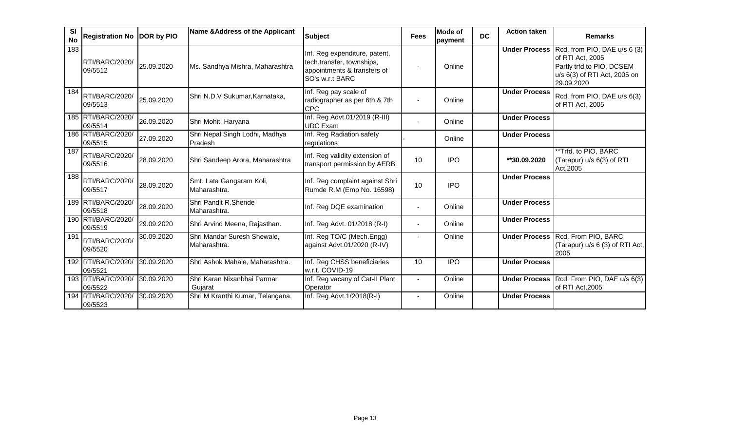| Sl No | Registration No | DOR by PIO | Name &Address of the Applicant | Subject | Fees | Mode of payment | DC | Action taken | Remarks |
|---|---|---|---|---|---|---|---|---|---|
| 183 | RTI/BARC/2020/09/5512 | 25.09.2020 | Ms. Sandhya Mishra, Maharashtra | Inf. Reg expenditure, patent, tech.transfer, townships, appointments & transfers of SO's w.r.t BARC | - | Online | | **Under Process** | Rcd. from PIO, DAE u/s 6 (3) of RTI Act, 2005 Partly trfd.to PIO, DCSEM u/s 6(3) of RTI Act, 2005 on 29.09.2020 |
| 184 | RTI/BARC/2020/09/5513 | 25.09.2020 | Shri N.D.V Sukumar,Karnataka, | Inf. Reg pay scale of radiographer as per 6th & 7th CPC | - | Online | | **Under Process** | Rcd. from PIO, DAE u/s 6(3) of RTI Act, 2005 |
| 185 | RTI/BARC/2020/09/5514 | 26.09.2020 | Shri Mohit, Haryana | Inf. Reg Advt.01/2019 (R-III) UDC Exam | - | Online | | **Under Process** | |
| 186 | RTI/BARC/2020/09/5515 | 27.09.2020 | Shri Nepal Singh Lodhi, Madhya Pradesh | Inf. Reg Radiation safety regulations | - | Online | | **Under Process** | |
| 187 | RTI/BARC/2020/09/5516 | 28.09.2020 | Shri Sandeep Arora, Maharashtra | Inf. Reg validity extension of transport permission by AERB | 10 | IPO | | **\*\*30.09.2020** | \*\*Trfd. to PIO, BARC (Tarapur) u/s 6(3) of RTI Act,2005 |
| 188 | RTI/BARC/2020/09/5517 | 28.09.2020 | Smt. Lata Gangaram Koli, Maharashtra. | Inf. Reg complaint against Shri Rumde R.M (Emp No. 16598) | 10 | IPO | | **Under Process** | |
| 189 | RTI/BARC/2020/09/5518 | 28.09.2020 | Shri Pandit R.Shende Maharashtra. | Inf. Reg DQE examination | - | Online | | **Under Process** | |
| 190 | RTI/BARC/2020/09/5519 | 29.09.2020 | Shri Arvind Meena, Rajasthan. | Inf. Reg Advt. 01/2018 (R-I) | - | Online | | **Under Process** | |
| 191 | RTI/BARC/2020/09/5520 | 30.09.2020 | Shri Mandar Suresh Shewale, Maharashtra. | Inf. Reg TO/C (Mech.Engg) against Advt.01/2020 (R-IV) | - | Online | | **Under Process** | Rcd. From PIO, BARC (Tarapur) u/s 6 (3) of RTI Act, 2005 |
| 192 | RTI/BARC/2020/09/5521 | 30.09.2020 | Shri Ashok Mahale, Maharashtra. | Inf. Reg CHSS beneficiaries w.r.t. COVID-19 | 10 | IPO | | **Under Process** | |
| 193 | RTI/BARC/2020/09/5522 | 30.09.2020 | Shri Karan Nixanbhai Parmar Gujarat | Inf. Reg vacany of Cat-II Plant Operator | - | Online | | **Under Process** | Rcd. From PIO, DAE u/s 6(3) of RTI Act,2005 |
| 194 | RTI/BARC/2020/09/5523 | 30.09.2020 | Shri M Kranthi Kumar, Telangana. | Inf. Reg Advt.1/2018(R-I) | - | Online | | **Under Process** | |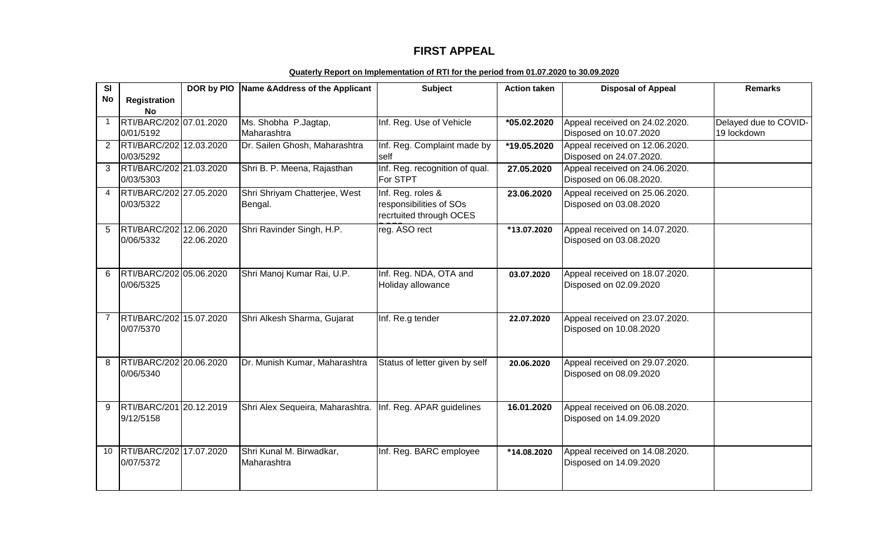# FIRST APPEAL

**Quaterly Report on Implementation of RTI for the period from 01.07.2020 to 30.09.2020**

| Sl No | Registration No | DOR by PIO | Name &Address of the Applicant | Subject | Action taken | Disposal of Appeal | Remarks |
|---|---|---|---|---|---|---|---|
| 1 | RTI/BARC/2020/01/5192 | 07.01.2020 | Ms. Shobha P.Jagtap, Maharashtra | Inf. Reg. Use of Vehicle | *05.02.2020 | Appeal received on 24.02.2020. Disposed on 10.07.2020 | Delayed due to COVID-19 lockdown |
| 2 | RTI/BARC/2020/03/5292 | 12.03.2020 | Dr. Sailen Ghosh, Maharashtra | Inf. Reg. Complaint made by self | *19.05.2020 | Appeal received on 12.06.2020. Disposed on 24.07.2020. | |
| 3 | RTI/BARC/2020/03/5303 | 21.03.2020 | Shri B. P. Meena, Rajasthan | Inf. Reg. recognition of qual. For STPT | 27.05.2020 | Appeal received on 24.06.2020. Disposed on 06.08.2020. | |
| 4 | RTI/BARC/2020/03/5322 | 27.05.2020 | Shri Shriyam Chatterjee, West Bengal. | Inf. Reg. roles & responsibilities of SOs recrtuited through OCES DGFS | 23.06.2020 | Appeal received on 25.06.2020. Disposed on 03.08.2020 | |
| 5 | RTI/BARC/2020/06/5332 | 12.06.2020 22.06.2020 | Shri Ravinder Singh, H.P. | reg. ASO rect | *13.07.2020 | Appeal received on 14.07.2020. Disposed on 03.08.2020 | |
| 6 | RTI/BARC/2020/06/5325 | 05.06.2020 | Shri Manoj Kumar Rai, U.P. | Inf. Reg. NDA, OTA and Holiday allowance | 03.07.2020 | Appeal received on 18.07.2020. Disposed on 02.09.2020 | |
| 7 | RTI/BARC/2020/07/5370 | 15.07.2020 | Shri Alkesh Sharma, Gujarat | Inf. Re.g tender | 22.07.2020 | Appeal received on 23.07.2020. Disposed on 10.08.2020 | |
| 8 | RTI/BARC/2020/06/5340 | 20.06.2020 | Dr. Munish Kumar, Maharashtra | Status of letter given by self | 20.06.2020 | Appeal received on 29.07.2020. Disposed on 08.09.2020 | |
| 9 | RTI/BARC/2019/12/5158 | 20.12.2019 | Shri Alex Sequeira, Maharashtra. | Inf. Reg. APAR guidelines | 16.01.2020 | Appeal received on 06.08.2020. Disposed on 14.09.2020 | |
| 10 | RTI/BARC/2020/07/5372 | 17.07.2020 | Shri Kunal M. Birwadkar, Maharashtra | Inf. Reg. BARC employee | *14.08.2020 | Appeal received on 14.08.2020. Disposed on 14.09.2020 | |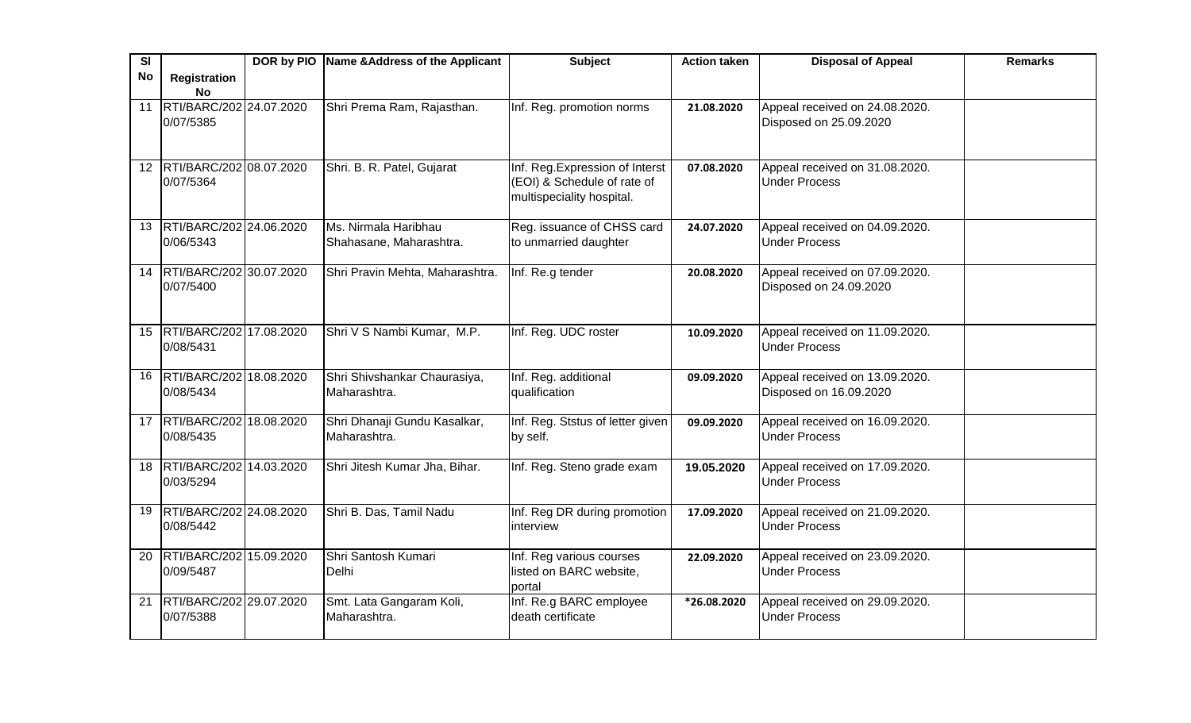| Sl No | Registration No | DOR by PIO | Name &Address of the Applicant | Subject | Action taken | Disposal of Appeal | Remarks |
|---|---|---|---|---|---|---|---|
| 11 | RTI/BARC/2020/07/5385 | 24.07.2020 | Shri Prema Ram, Rajasthan. | Inf. Reg. promotion norms | 21.08.2020 | Appeal received on 24.08.2020. Disposed on 25.09.2020 | |
| 12 | RTI/BARC/2020/07/5364 | 08.07.2020 | Shri. B. R. Patel, Gujarat | Inf. Reg.Expression of Interst (EOI) & Schedule of rate of multispeciality hospital. | 07.08.2020 | Appeal received on 31.08.2020. Under Process | |
| 13 | RTI/BARC/2020/06/5343 | 24.06.2020 | Ms. Nirmala Haribhau Shahasane, Maharashtra. | Reg. issuance of CHSS card to unmarried daughter | 24.07.2020 | Appeal received on 04.09.2020. Under Process | |
| 14 | RTI/BARC/2020/07/5400 | 30.07.2020 | Shri Pravin Mehta, Maharashtra. | Inf. Re.g tender | 20.08.2020 | Appeal received on 07.09.2020. Disposed on 24.09.2020 | |
| 15 | RTI/BARC/2020/08/5431 | 17.08.2020 | Shri V S Nambi Kumar, M.P. | Inf. Reg. UDC roster | 10.09.2020 | Appeal received on 11.09.2020. Under Process | |
| 16 | RTI/BARC/2020/08/5434 | 18.08.2020 | Shri Shivshankar Chaurasiya, Maharashtra. | Inf. Reg. additional qualification | 09.09.2020 | Appeal received on 13.09.2020. Disposed on 16.09.2020 | |
| 17 | RTI/BARC/2020/08/5435 | 18.08.2020 | Shri Dhanaji Gundu Kasalkar, Maharashtra. | Inf. Reg. Ststus of letter given by self. | 09.09.2020 | Appeal received on 16.09.2020. Under Process | |
| 18 | RTI/BARC/2020/03/5294 | 14.03.2020 | Shri Jitesh Kumar Jha, Bihar. | Inf. Reg. Steno grade exam | 19.05.2020 | Appeal received on 17.09.2020. Under Process | |
| 19 | RTI/BARC/2020/08/5442 | 24.08.2020 | Shri B. Das, Tamil Nadu | Inf. Reg DR during promotion interview | 17.09.2020 | Appeal received on 21.09.2020. Under Process | |
| 20 | RTI/BARC/2020/09/5487 | 15.09.2020 | Shri Santosh Kumari Delhi | Inf. Reg various courses listed on BARC website, portal | 22.09.2020 | Appeal received on 23.09.2020. Under Process | |
| 21 | RTI/BARC/2020/07/5388 | 29.07.2020 | Smt. Lata Gangaram Koli, Maharashtra. | Inf. Re.g BARC employee death certificate | *26.08.2020 | Appeal received on 29.09.2020. Under Process | |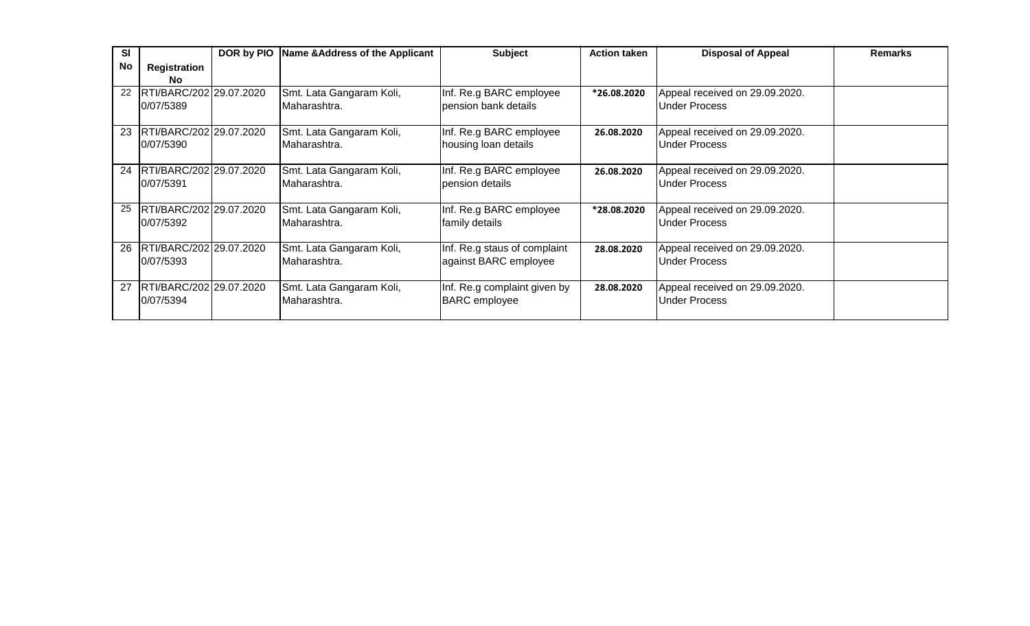| Sl No | Registration No | DOR by PIO | Name &Address of the Applicant | Subject | Action taken | Disposal of Appeal | Remarks |
|---|---|---|---|---|---|---|---|
| 22 | RTI/BARC/2020/07/5389 | 29.07.2020 | Smt. Lata Gangaram Koli, Maharashtra. | Inf. Re.g BARC employee pension bank details | *26.08.2020 | Appeal received on 29.09.2020. Under Process | |
| 23 | RTI/BARC/2020/07/5390 | 29.07.2020 | Smt. Lata Gangaram Koli, Maharashtra. | Inf. Re.g BARC employee housing loan details | 26.08.2020 | Appeal received on 29.09.2020. Under Process | |
| 24 | RTI/BARC/2020/07/5391 | 29.07.2020 | Smt. Lata Gangaram Koli, Maharashtra. | Inf. Re.g BARC employee pension details | 26.08.2020 | Appeal received on 29.09.2020. Under Process | |
| 25 | RTI/BARC/2020/07/5392 | 29.07.2020 | Smt. Lata Gangaram Koli, Maharashtra. | Inf. Re.g BARC employee family details | *28.08.2020 | Appeal received on 29.09.2020. Under Process | |
| 26 | RTI/BARC/2020/07/5393 | 29.07.2020 | Smt. Lata Gangaram Koli, Maharashtra. | Inf. Re.g staus of complaint against BARC employee | 28.08.2020 | Appeal received on 29.09.2020. Under Process | |
| 27 | RTI/BARC/2020/07/5394 | 29.07.2020 | Smt. Lata Gangaram Koli, Maharashtra. | Inf. Re.g complaint given by BARC employee | 28.08.2020 | Appeal received on 29.09.2020. Under Process | |